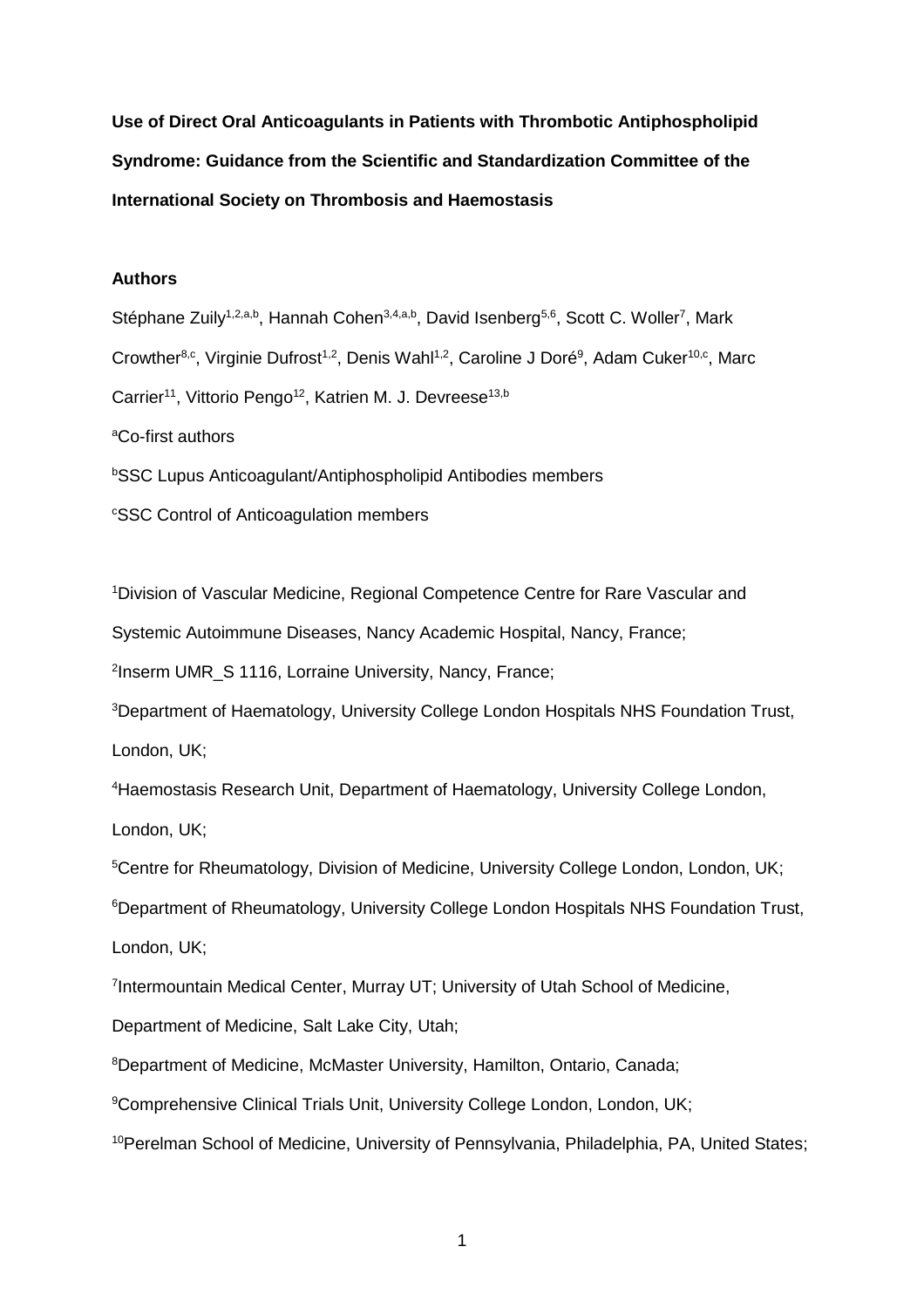**Use of Direct Oral Anticoagulants in Patients with Thrombotic Antiphospholipid Syndrome: Guidance from the Scientific and Standardization Committee of the International Society on Thrombosis and Haemostasis**

**Authors**

Stéphane Zuily[1,2,a,b], Hannah Cohen[3,4,a,b], David Isenberg[5,6], Scott C. Woller[7], Mark Crowther[8,c], Virginie Dufrost[1,2], Denis Wahl[1,2], Caroline J Doré[9], Adam Cuker[10,c], Marc Carrier[11], Vittorio Pengo[12], Katrien M. J. Devreese[13,b]

[a]Co-first authors

[b]SSC Lupus Anticoagulant/Antiphospholipid Antibodies members

[c]SSC Control of Anticoagulation members

[1]Division of Vascular Medicine, Regional Competence Centre for Rare Vascular and Systemic Autoimmune Diseases, Nancy Academic Hospital, Nancy, France;

[2]Inserm UMR_S 1116, Lorraine University, Nancy, France;

[3]Department of Haematology, University College London Hospitals NHS Foundation Trust, London, UK;

[4]Haemostasis Research Unit, Department of Haematology, University College London, London, UK;

[5]Centre for Rheumatology, Division of Medicine, University College London, London, UK;

[6]Department of Rheumatology, University College London Hospitals NHS Foundation Trust, London, UK;

[7]Intermountain Medical Center, Murray UT; University of Utah School of Medicine, Department of Medicine, Salt Lake City, Utah;

[8]Department of Medicine, McMaster University, Hamilton, Ontario, Canada;

[9]Comprehensive Clinical Trials Unit, University College London, London, UK;

[10]Perelman School of Medicine, University of Pennsylvania, Philadelphia, PA, United States;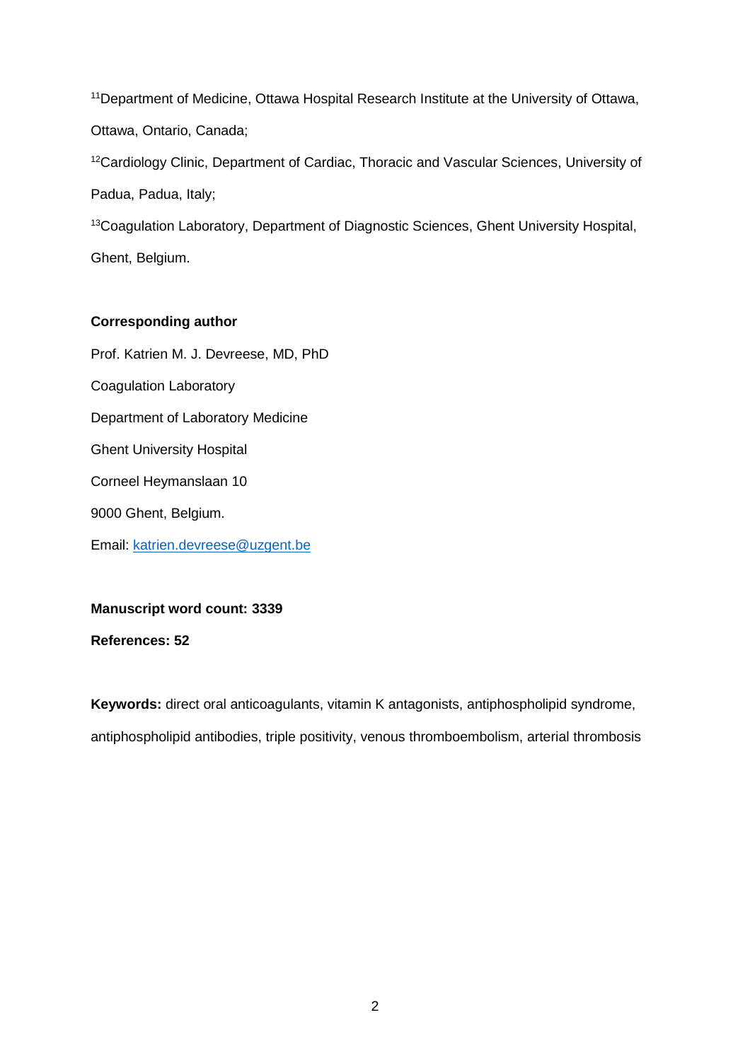[11]Department of Medicine, Ottawa Hospital Research Institute at the University of Ottawa, Ottawa, Ontario, Canada;

[12]Cardiology Clinic, Department of Cardiac, Thoracic and Vascular Sciences, University of Padua, Padua, Italy;

[13]Coagulation Laboratory, Department of Diagnostic Sciences, Ghent University Hospital, Ghent, Belgium.

**Corresponding author**

Prof. Katrien M. J. Devreese, MD, PhD

Coagulation Laboratory

Department of Laboratory Medicine

Ghent University Hospital

Corneel Heymanslaan 10

9000 Ghent, Belgium.

Email: katrien.devreese@uzgent.be

**Manuscript word count: 3339**

**References: 52**

**Keywords:** direct oral anticoagulants, vitamin K antagonists, antiphospholipid syndrome, antiphospholipid antibodies, triple positivity, venous thromboembolism, arterial thrombosis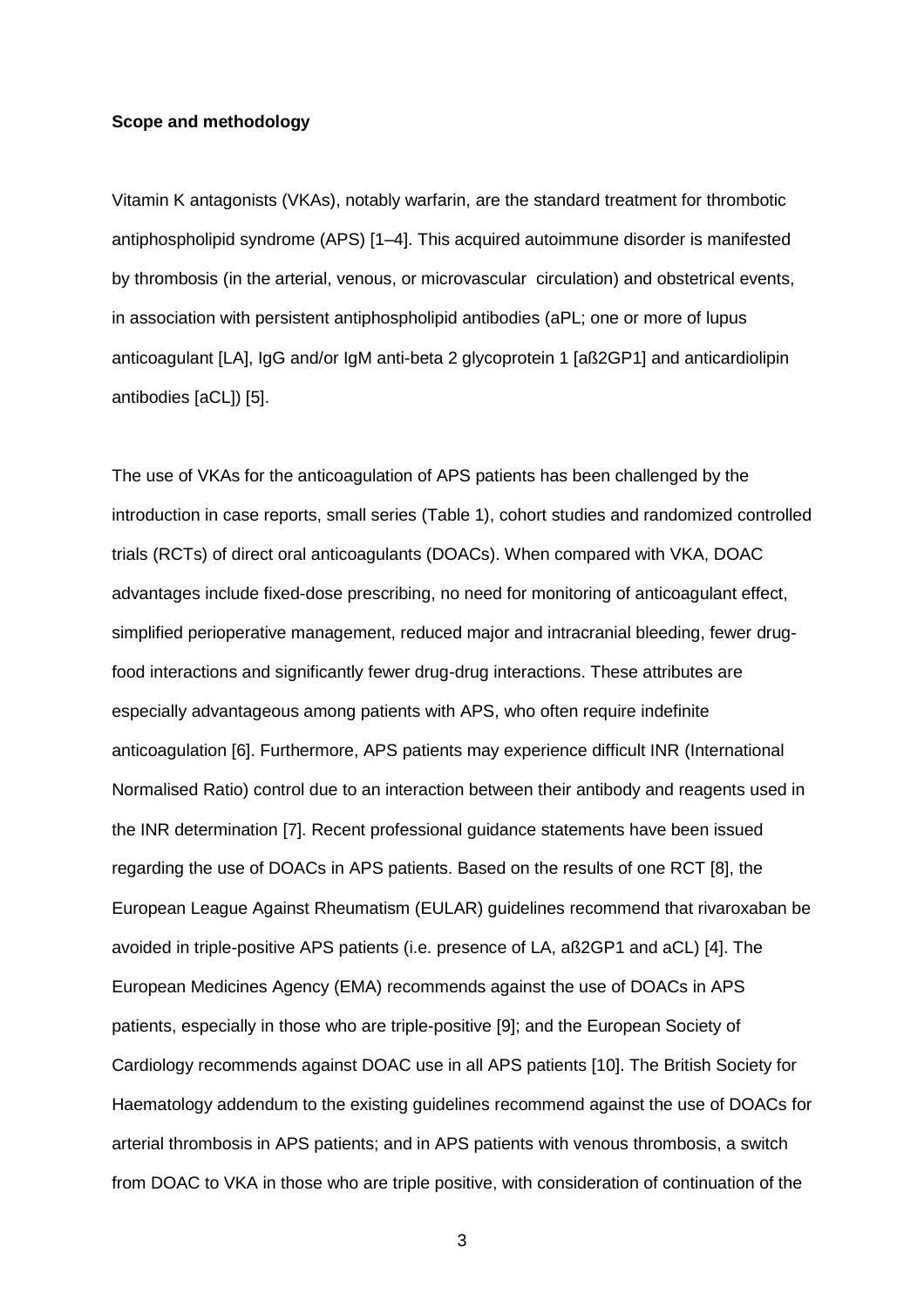**Scope and methodology**

Vitamin K antagonists (VKAs), notably warfarin, are the standard treatment for thrombotic antiphospholipid syndrome (APS) [1–4]. This acquired autoimmune disorder is manifested by thrombosis (in the arterial, venous, or microvascular circulation) and obstetrical events, in association with persistent antiphospholipid antibodies (aPL; one or more of lupus anticoagulant [LA], IgG and/or IgM anti-beta 2 glycoprotein 1 [aß2GP1] and anticardiolipin antibodies [aCL]) [5].

The use of VKAs for the anticoagulation of APS patients has been challenged by the introduction in case reports, small series (Table 1), cohort studies and randomized controlled trials (RCTs) of direct oral anticoagulants (DOACs). When compared with VKA, DOAC advantages include fixed-dose prescribing, no need for monitoring of anticoagulant effect, simplified perioperative management, reduced major and intracranial bleeding, fewer drug-food interactions and significantly fewer drug-drug interactions. These attributes are especially advantageous among patients with APS, who often require indefinite anticoagulation [6]. Furthermore, APS patients may experience difficult INR (International Normalised Ratio) control due to an interaction between their antibody and reagents used in the INR determination [7]. Recent professional guidance statements have been issued regarding the use of DOACs in APS patients. Based on the results of one RCT [8], the European League Against Rheumatism (EULAR) guidelines recommend that rivaroxaban be avoided in triple-positive APS patients (i.e. presence of LA, aß2GP1 and aCL) [4]. The European Medicines Agency (EMA) recommends against the use of DOACs in APS patients, especially in those who are triple-positive [9]; and the European Society of Cardiology recommends against DOAC use in all APS patients [10]. The British Society for Haematology addendum to the existing guidelines recommend against the use of DOACs for arterial thrombosis in APS patients; and in APS patients with venous thrombosis, a switch from DOAC to VKA in those who are triple positive, with consideration of continuation of the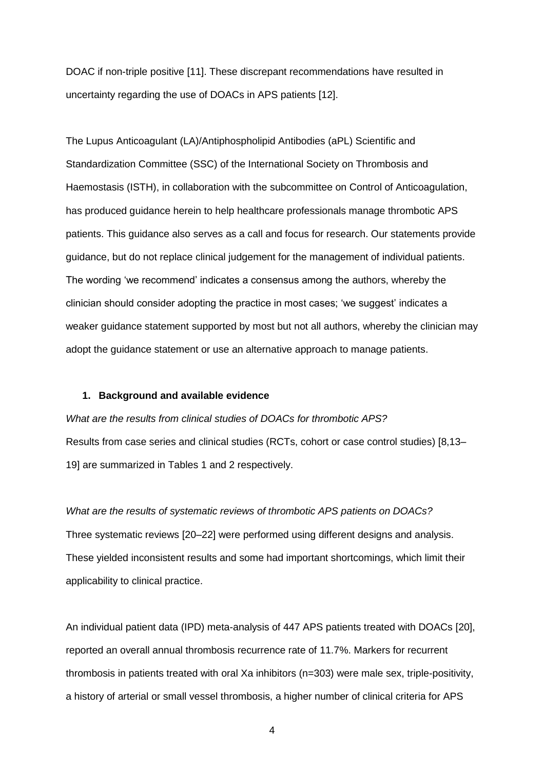DOAC if non-triple positive [11]. These discrepant recommendations have resulted in uncertainty regarding the use of DOACs in APS patients [12].

The Lupus Anticoagulant (LA)/Antiphospholipid Antibodies (aPL) Scientific and Standardization Committee (SSC) of the International Society on Thrombosis and Haemostasis (ISTH), in collaboration with the subcommittee on Control of Anticoagulation, has produced guidance herein to help healthcare professionals manage thrombotic APS patients. This guidance also serves as a call and focus for research. Our statements provide guidance, but do not replace clinical judgement for the management of individual patients. The wording 'we recommend' indicates a consensus among the authors, whereby the clinician should consider adopting the practice in most cases; 'we suggest' indicates a weaker guidance statement supported by most but not all authors, whereby the clinician may adopt the guidance statement or use an alternative approach to manage patients.

## 1. Background and available evidence

*What are the results from clinical studies of DOACs for thrombotic APS?*

Results from case series and clinical studies (RCTs, cohort or case control studies) [8,13–19] are summarized in Tables 1 and 2 respectively.

*What are the results of systematic reviews of thrombotic APS patients on DOACs?*

Three systematic reviews [20–22] were performed using different designs and analysis. These yielded inconsistent results and some had important shortcomings, which limit their applicability to clinical practice.

An individual patient data (IPD) meta-analysis of 447 APS patients treated with DOACs [20], reported an overall annual thrombosis recurrence rate of 11.7%. Markers for recurrent thrombosis in patients treated with oral Xa inhibitors (n=303) were male sex, triple-positivity, a history of arterial or small vessel thrombosis, a higher number of clinical criteria for APS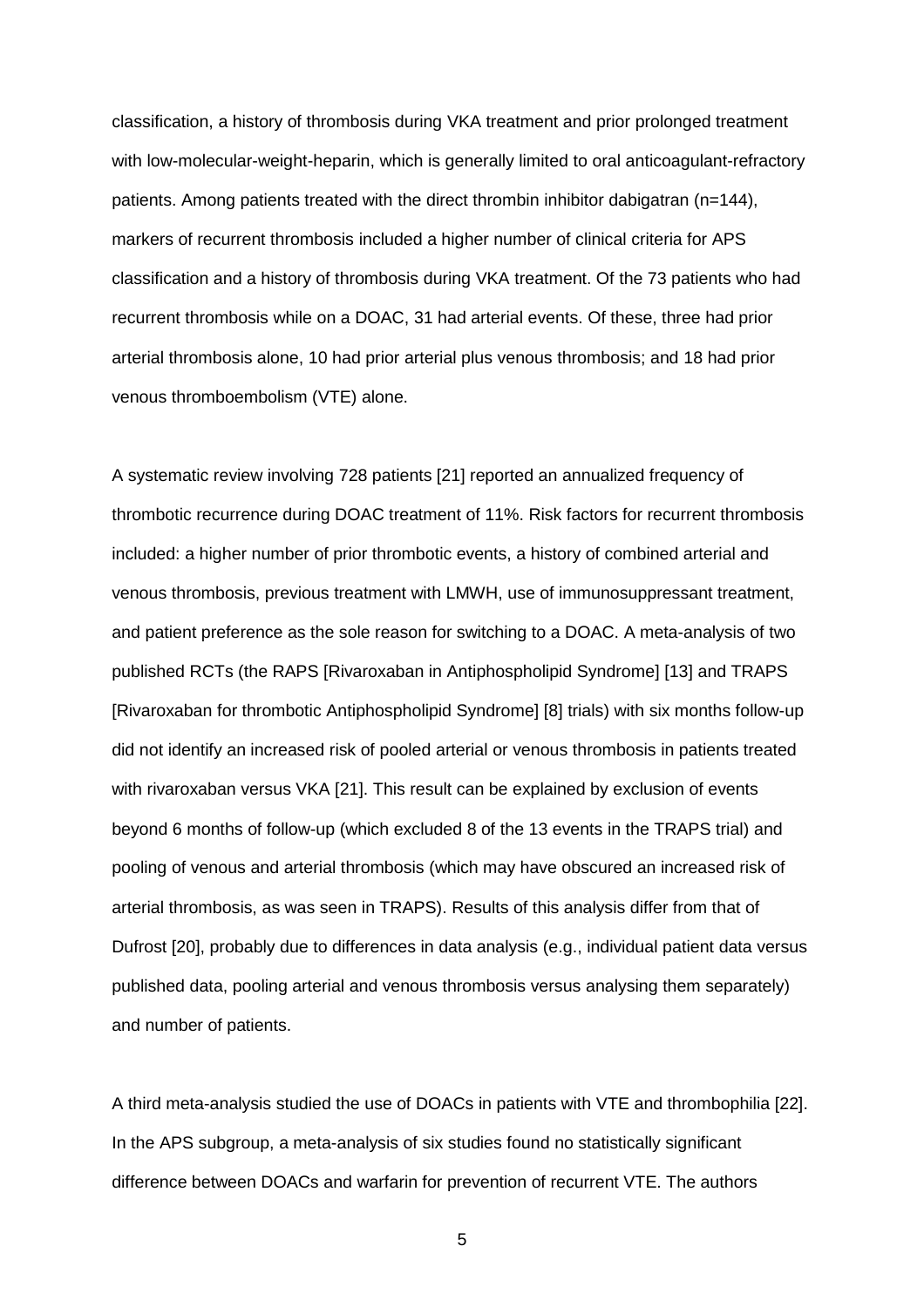classification, a history of thrombosis during VKA treatment and prior prolonged treatment with low-molecular-weight-heparin, which is generally limited to oral anticoagulant-refractory patients. Among patients treated with the direct thrombin inhibitor dabigatran (n=144), markers of recurrent thrombosis included a higher number of clinical criteria for APS classification and a history of thrombosis during VKA treatment. Of the 73 patients who had recurrent thrombosis while on a DOAC, 31 had arterial events. Of these, three had prior arterial thrombosis alone, 10 had prior arterial plus venous thrombosis; and 18 had prior venous thromboembolism (VTE) alone.

A systematic review involving 728 patients [21] reported an annualized frequency of thrombotic recurrence during DOAC treatment of 11%. Risk factors for recurrent thrombosis included: a higher number of prior thrombotic events, a history of combined arterial and venous thrombosis, previous treatment with LMWH, use of immunosuppressant treatment, and patient preference as the sole reason for switching to a DOAC. A meta-analysis of two published RCTs (the RAPS [Rivaroxaban in Antiphospholipid Syndrome] [13] and TRAPS [Rivaroxaban for thrombotic Antiphospholipid Syndrome] [8] trials) with six months follow-up did not identify an increased risk of pooled arterial or venous thrombosis in patients treated with rivaroxaban versus VKA [21]. This result can be explained by exclusion of events beyond 6 months of follow-up (which excluded 8 of the 13 events in the TRAPS trial) and pooling of venous and arterial thrombosis (which may have obscured an increased risk of arterial thrombosis, as was seen in TRAPS). Results of this analysis differ from that of Dufrost [20], probably due to differences in data analysis (e.g., individual patient data versus published data, pooling arterial and venous thrombosis versus analysing them separately) and number of patients.

A third meta-analysis studied the use of DOACs in patients with VTE and thrombophilia [22]. In the APS subgroup, a meta-analysis of six studies found no statistically significant difference between DOACs and warfarin for prevention of recurrent VTE. The authors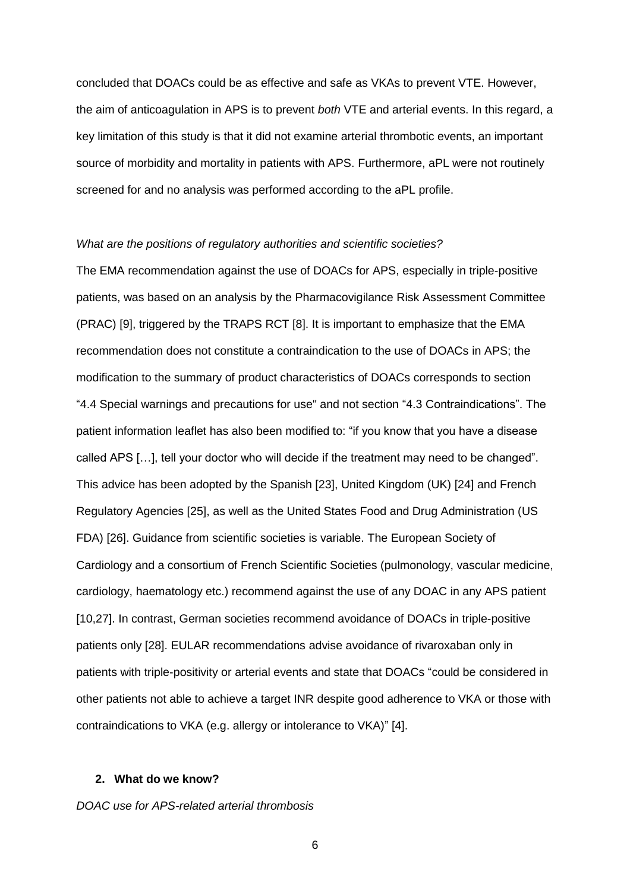concluded that DOACs could be as effective and safe as VKAs to prevent VTE. However, the aim of anticoagulation in APS is to prevent *both* VTE and arterial events. In this regard, a key limitation of this study is that it did not examine arterial thrombotic events, an important source of morbidity and mortality in patients with APS. Furthermore, aPL were not routinely screened for and no analysis was performed according to the aPL profile.

*What are the positions of regulatory authorities and scientific societies?*

The EMA recommendation against the use of DOACs for APS, especially in triple-positive patients, was based on an analysis by the Pharmacovigilance Risk Assessment Committee (PRAC) [9], triggered by the TRAPS RCT [8]. It is important to emphasize that the EMA recommendation does not constitute a contraindication to the use of DOACs in APS; the modification to the summary of product characteristics of DOACs corresponds to section "4.4 Special warnings and precautions for use" and not section "4.3 Contraindications". The patient information leaflet has also been modified to: "if you know that you have a disease called APS […], tell your doctor who will decide if the treatment may need to be changed". This advice has been adopted by the Spanish [23], United Kingdom (UK) [24] and French Regulatory Agencies [25], as well as the United States Food and Drug Administration (US FDA) [26]. Guidance from scientific societies is variable. The European Society of Cardiology and a consortium of French Scientific Societies (pulmonology, vascular medicine, cardiology, haematology etc.) recommend against the use of any DOAC in any APS patient [10,27]. In contrast, German societies recommend avoidance of DOACs in triple-positive patients only [28]. EULAR recommendations advise avoidance of rivaroxaban only in patients with triple-positivity or arterial events and state that DOACs "could be considered in other patients not able to achieve a target INR despite good adherence to VKA or those with contraindications to VKA (e.g. allergy or intolerance to VKA)" [4].

## 2. What do we know?

*DOAC use for APS-related arterial thrombosis*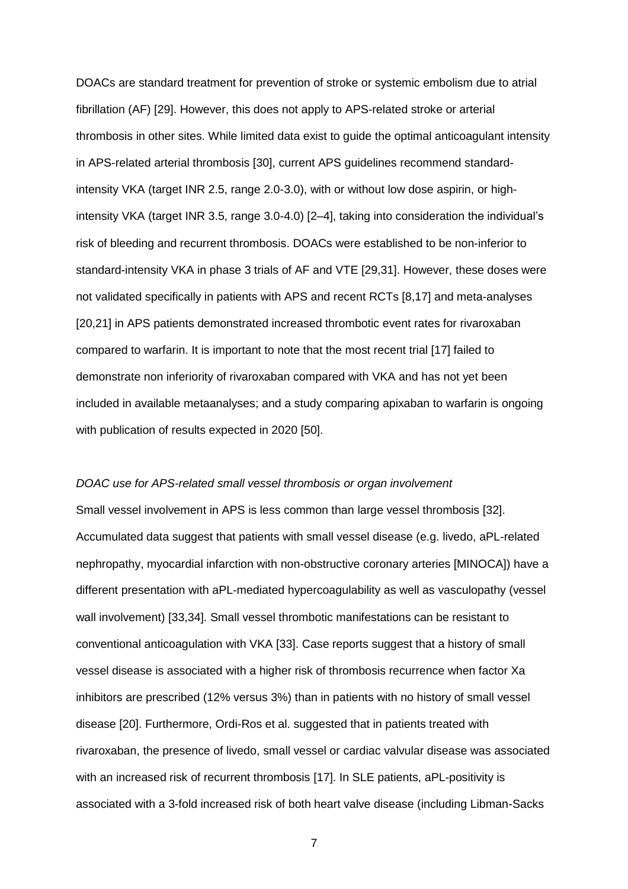DOACs are standard treatment for prevention of stroke or systemic embolism due to atrial fibrillation (AF) [29]. However, this does not apply to APS-related stroke or arterial thrombosis in other sites. While limited data exist to guide the optimal anticoagulant intensity in APS-related arterial thrombosis [30], current APS guidelines recommend standard-intensity VKA (target INR 2.5, range 2.0-3.0), with or without low dose aspirin, or high-intensity VKA (target INR 3.5, range 3.0-4.0) [2–4], taking into consideration the individual's risk of bleeding and recurrent thrombosis. DOACs were established to be non-inferior to standard-intensity VKA in phase 3 trials of AF and VTE [29,31]. However, these doses were not validated specifically in patients with APS and recent RCTs [8,17] and meta-analyses [20,21] in APS patients demonstrated increased thrombotic event rates for rivaroxaban compared to warfarin. It is important to note that the most recent trial [17] failed to demonstrate non inferiority of rivaroxaban compared with VKA and has not yet been included in available metaanalyses; and a study comparing apixaban to warfarin is ongoing with publication of results expected in 2020 [50].

*DOAC use for APS-related small vessel thrombosis or organ involvement*

Small vessel involvement in APS is less common than large vessel thrombosis [32]. Accumulated data suggest that patients with small vessel disease (e.g. livedo, aPL-related nephropathy, myocardial infarction with non-obstructive coronary arteries [MINOCA]) have a different presentation with aPL-mediated hypercoagulability as well as vasculopathy (vessel wall involvement) [33,34]. Small vessel thrombotic manifestations can be resistant to conventional anticoagulation with VKA [33]. Case reports suggest that a history of small vessel disease is associated with a higher risk of thrombosis recurrence when factor Xa inhibitors are prescribed (12% versus 3%) than in patients with no history of small vessel disease [20]. Furthermore, Ordi-Ros et al. suggested that in patients treated with rivaroxaban, the presence of livedo, small vessel or cardiac valvular disease was associated with an increased risk of recurrent thrombosis [17]. In SLE patients, aPL-positivity is associated with a 3-fold increased risk of both heart valve disease (including Libman-Sacks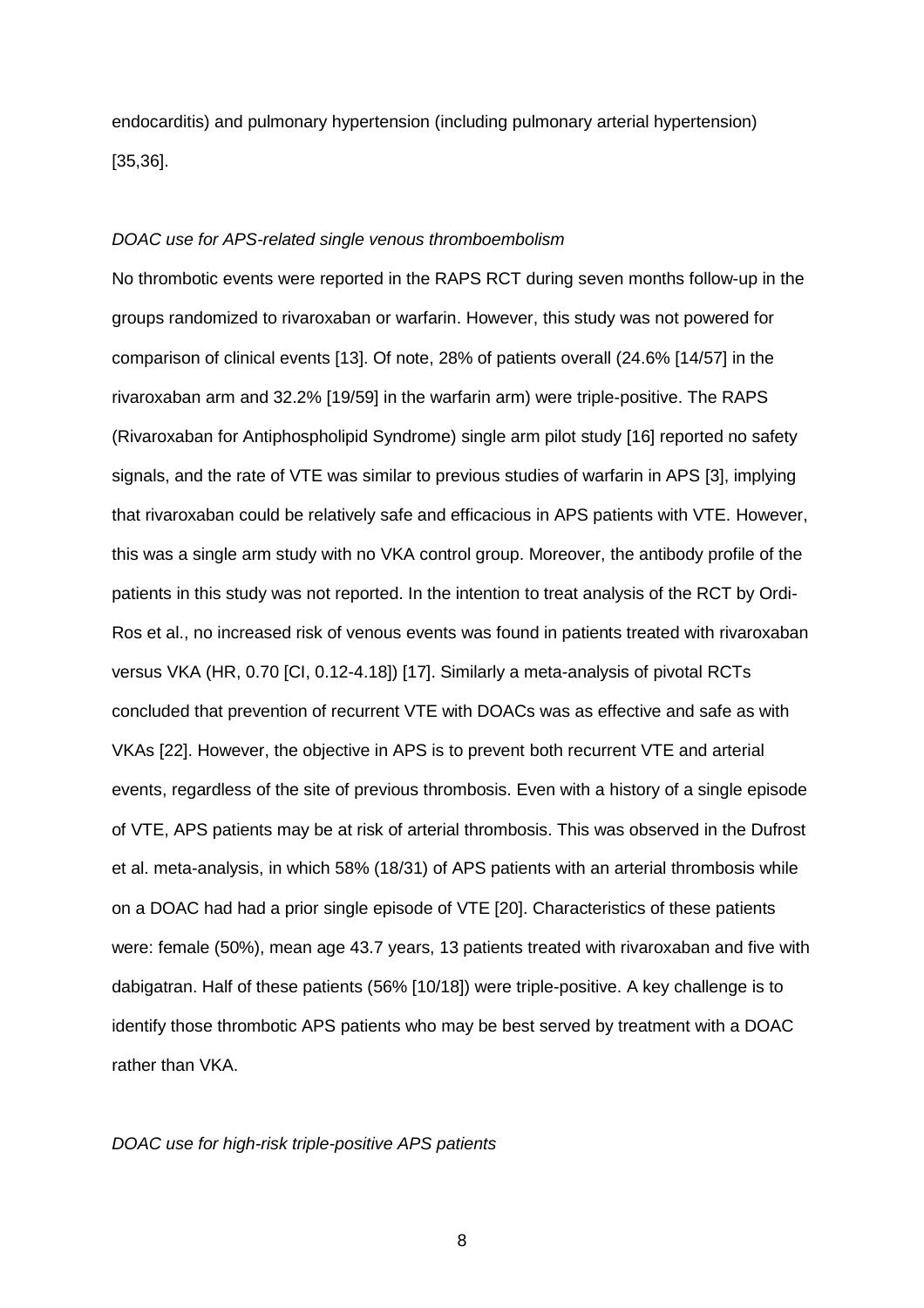endocarditis) and pulmonary hypertension (including pulmonary arterial hypertension) [35,36].

*DOAC use for APS-related single venous thromboembolism*

No thrombotic events were reported in the RAPS RCT during seven months follow-up in the groups randomized to rivaroxaban or warfarin. However, this study was not powered for comparison of clinical events [13]. Of note, 28% of patients overall (24.6% [14/57] in the rivaroxaban arm and 32.2% [19/59] in the warfarin arm) were triple-positive. The RAPS (Rivaroxaban for Antiphospholipid Syndrome) single arm pilot study [16] reported no safety signals, and the rate of VTE was similar to previous studies of warfarin in APS [3], implying that rivaroxaban could be relatively safe and efficacious in APS patients with VTE. However, this was a single arm study with no VKA control group. Moreover, the antibody profile of the patients in this study was not reported. In the intention to treat analysis of the RCT by Ordi-Ros et al., no increased risk of venous events was found in patients treated with rivaroxaban versus VKA (HR, 0.70 [CI, 0.12-4.18]) [17]. Similarly a meta-analysis of pivotal RCTs concluded that prevention of recurrent VTE with DOACs was as effective and safe as with VKAs [22]. However, the objective in APS is to prevent both recurrent VTE and arterial events, regardless of the site of previous thrombosis. Even with a history of a single episode of VTE, APS patients may be at risk of arterial thrombosis. This was observed in the Dufrost et al. meta-analysis, in which 58% (18/31) of APS patients with an arterial thrombosis while on a DOAC had had a prior single episode of VTE [20]. Characteristics of these patients were: female (50%), mean age 43.7 years, 13 patients treated with rivaroxaban and five with dabigatran. Half of these patients (56% [10/18]) were triple-positive. A key challenge is to identify those thrombotic APS patients who may be best served by treatment with a DOAC rather than VKA.

*DOAC use for high-risk triple-positive APS patients*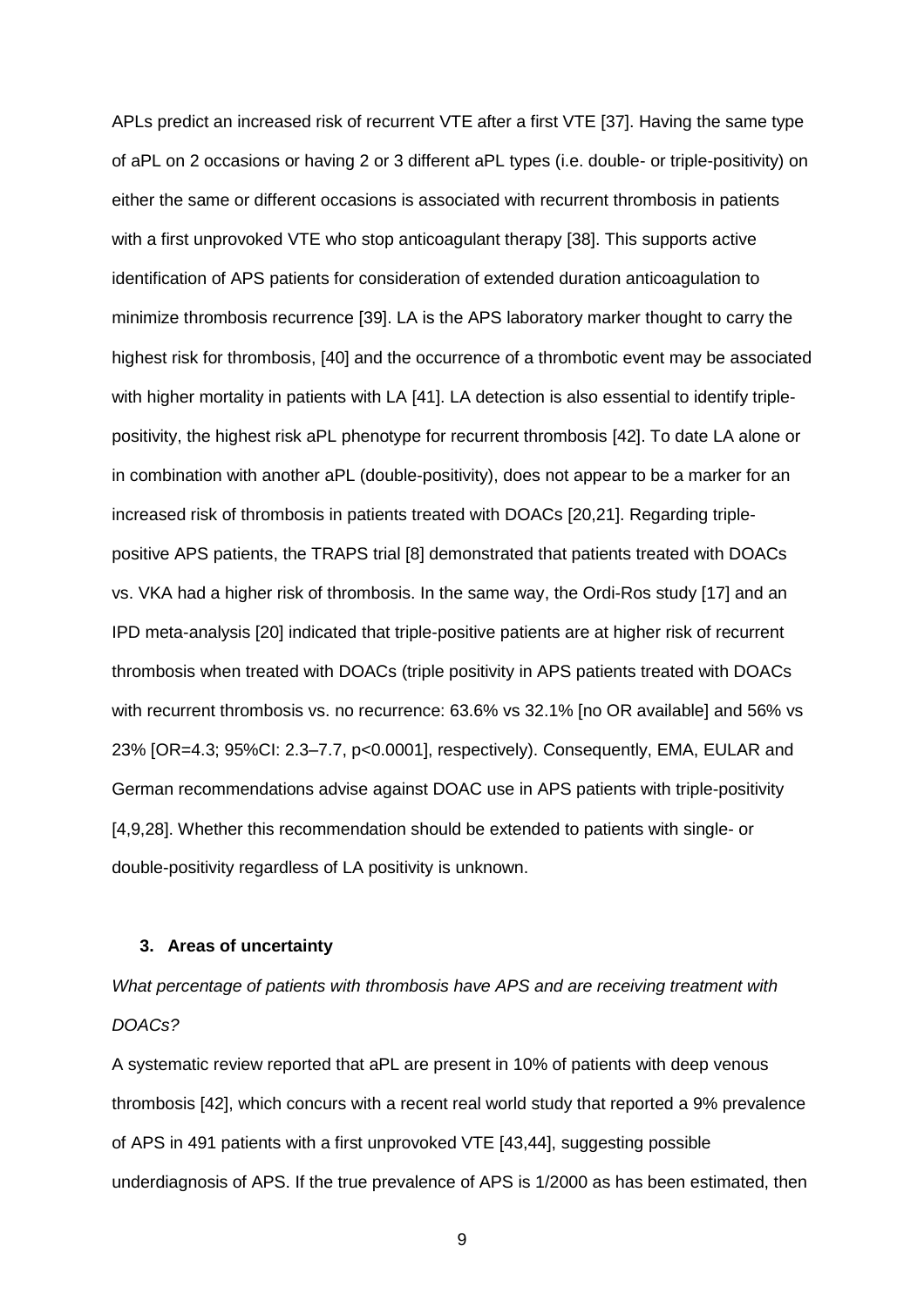APLs predict an increased risk of recurrent VTE after a first VTE [37]. Having the same type of aPL on 2 occasions or having 2 or 3 different aPL types (i.e. double- or triple-positivity) on either the same or different occasions is associated with recurrent thrombosis in patients with a first unprovoked VTE who stop anticoagulant therapy [38]. This supports active identification of APS patients for consideration of extended duration anticoagulation to minimize thrombosis recurrence [39]. LA is the APS laboratory marker thought to carry the highest risk for thrombosis, [40] and the occurrence of a thrombotic event may be associated with higher mortality in patients with LA [41]. LA detection is also essential to identify triple-positivity, the highest risk aPL phenotype for recurrent thrombosis [42]. To date LA alone or in combination with another aPL (double-positivity), does not appear to be a marker for an increased risk of thrombosis in patients treated with DOACs [20,21]. Regarding triple-positive APS patients, the TRAPS trial [8] demonstrated that patients treated with DOACs vs. VKA had a higher risk of thrombosis. In the same way, the Ordi-Ros study [17] and an IPD meta-analysis [20] indicated that triple-positive patients are at higher risk of recurrent thrombosis when treated with DOACs (triple positivity in APS patients treated with DOACs with recurrent thrombosis vs. no recurrence: 63.6% vs 32.1% [no OR available] and 56% vs 23% [OR=4.3; 95%CI: 2.3–7.7, $p<0.0001$], respectively). Consequently, EMA, EULAR and German recommendations advise against DOAC use in APS patients with triple-positivity [4,9,28]. Whether this recommendation should be extended to patients with single- or double-positivity regardless of LA positivity is unknown.

## 3. Areas of uncertainty

*What percentage of patients with thrombosis have APS and are receiving treatment with DOACs?*

A systematic review reported that aPL are present in 10% of patients with deep venous thrombosis [42], which concurs with a recent real world study that reported a 9% prevalence of APS in 491 patients with a first unprovoked VTE [43,44], suggesting possible underdiagnosis of APS. If the true prevalence of APS is 1/2000 as has been estimated, then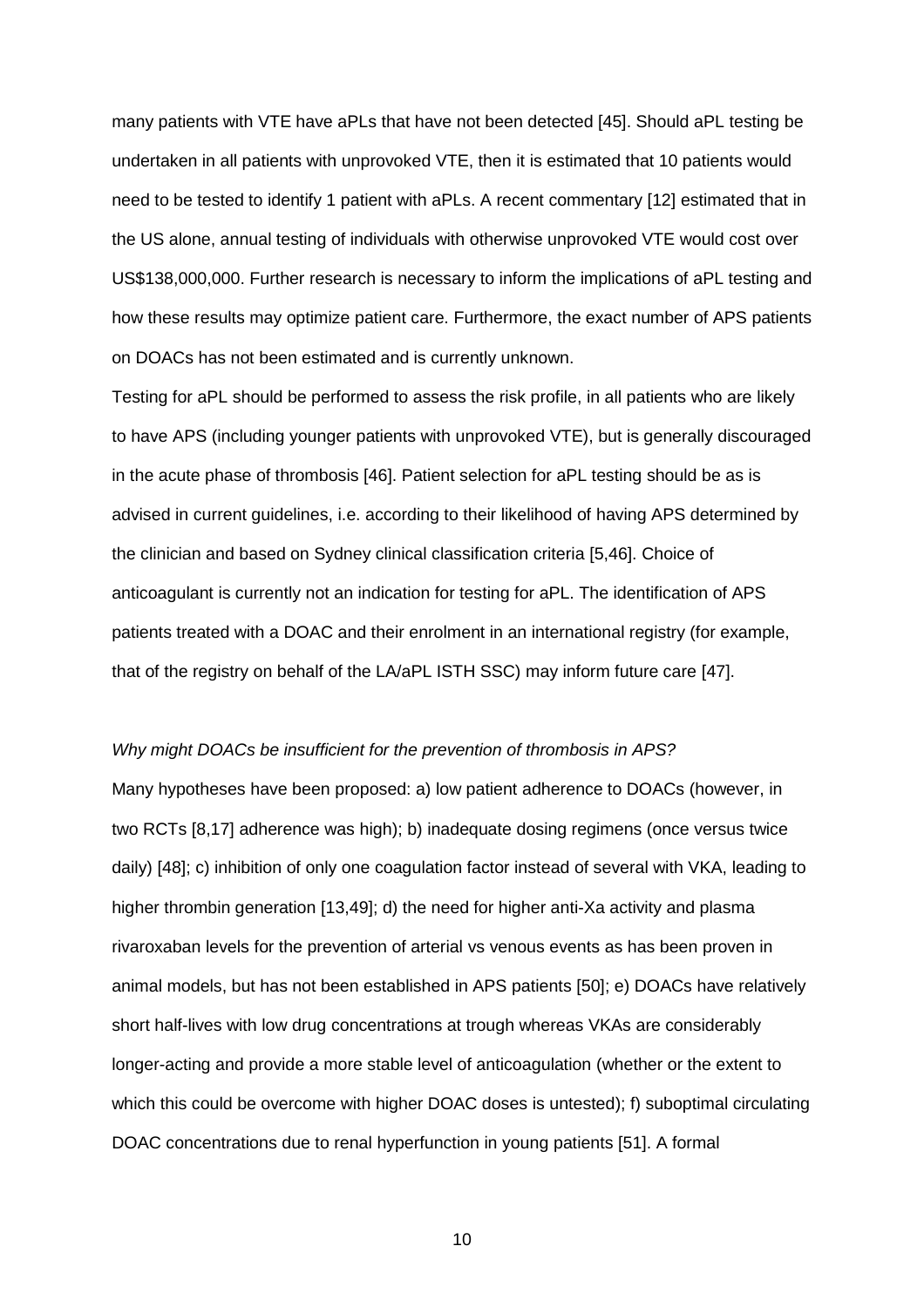many patients with VTE have aPLs that have not been detected [45]. Should aPL testing be undertaken in all patients with unprovoked VTE, then it is estimated that 10 patients would need to be tested to identify 1 patient with aPLs. A recent commentary [12] estimated that in the US alone, annual testing of individuals with otherwise unprovoked VTE would cost over US$138,000,000. Further research is necessary to inform the implications of aPL testing and how these results may optimize patient care. Furthermore, the exact number of APS patients on DOACs has not been estimated and is currently unknown.

Testing for aPL should be performed to assess the risk profile, in all patients who are likely to have APS (including younger patients with unprovoked VTE), but is generally discouraged in the acute phase of thrombosis [46]. Patient selection for aPL testing should be as is advised in current guidelines, i.e. according to their likelihood of having APS determined by the clinician and based on Sydney clinical classification criteria [5,46]. Choice of anticoagulant is currently not an indication for testing for aPL. The identification of APS patients treated with a DOAC and their enrolment in an international registry (for example, that of the registry on behalf of the LA/aPL ISTH SSC) may inform future care [47].

*Why might DOACs be insufficient for the prevention of thrombosis in APS?*

Many hypotheses have been proposed: a) low patient adherence to DOACs (however, in two RCTs [8,17] adherence was high); b) inadequate dosing regimens (once versus twice daily) [48]; c) inhibition of only one coagulation factor instead of several with VKA, leading to higher thrombin generation [13,49]; d) the need for higher anti-Xa activity and plasma rivaroxaban levels for the prevention of arterial vs venous events as has been proven in animal models, but has not been established in APS patients [50]; e) DOACs have relatively short half-lives with low drug concentrations at trough whereas VKAs are considerably longer-acting and provide a more stable level of anticoagulation (whether or the extent to which this could be overcome with higher DOAC doses is untested); f) suboptimal circulating DOAC concentrations due to renal hyperfunction in young patients [51]. A formal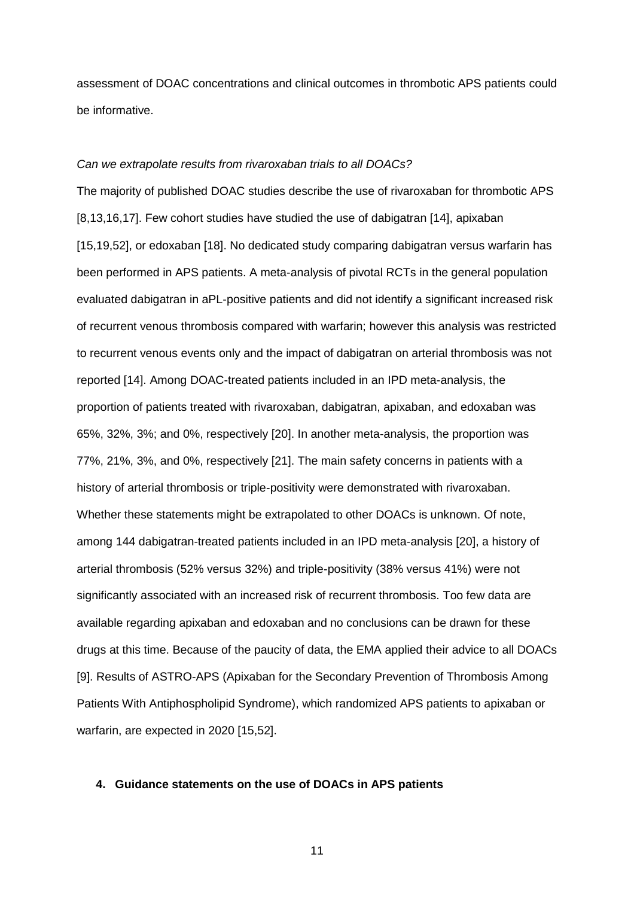assessment of DOAC concentrations and clinical outcomes in thrombotic APS patients could be informative.

*Can we extrapolate results from rivaroxaban trials to all DOACs?*

The majority of published DOAC studies describe the use of rivaroxaban for thrombotic APS [8,13,16,17]. Few cohort studies have studied the use of dabigatran [14], apixaban [15,19,52], or edoxaban [18]. No dedicated study comparing dabigatran versus warfarin has been performed in APS patients. A meta-analysis of pivotal RCTs in the general population evaluated dabigatran in aPL-positive patients and did not identify a significant increased risk of recurrent venous thrombosis compared with warfarin; however this analysis was restricted to recurrent venous events only and the impact of dabigatran on arterial thrombosis was not reported [14]. Among DOAC-treated patients included in an IPD meta-analysis, the proportion of patients treated with rivaroxaban, dabigatran, apixaban, and edoxaban was 65%, 32%, 3%; and 0%, respectively [20]. In another meta-analysis, the proportion was 77%, 21%, 3%, and 0%, respectively [21]. The main safety concerns in patients with a history of arterial thrombosis or triple-positivity were demonstrated with rivaroxaban. Whether these statements might be extrapolated to other DOACs is unknown. Of note, among 144 dabigatran-treated patients included in an IPD meta-analysis [20], a history of arterial thrombosis (52% versus 32%) and triple-positivity (38% versus 41%) were not significantly associated with an increased risk of recurrent thrombosis. Too few data are available regarding apixaban and edoxaban and no conclusions can be drawn for these drugs at this time. Because of the paucity of data, the EMA applied their advice to all DOACs [9]. Results of ASTRO-APS (Apixaban for the Secondary Prevention of Thrombosis Among Patients With Antiphospholipid Syndrome), which randomized APS patients to apixaban or warfarin, are expected in 2020 [15,52].

## 4. Guidance statements on the use of DOACs in APS patients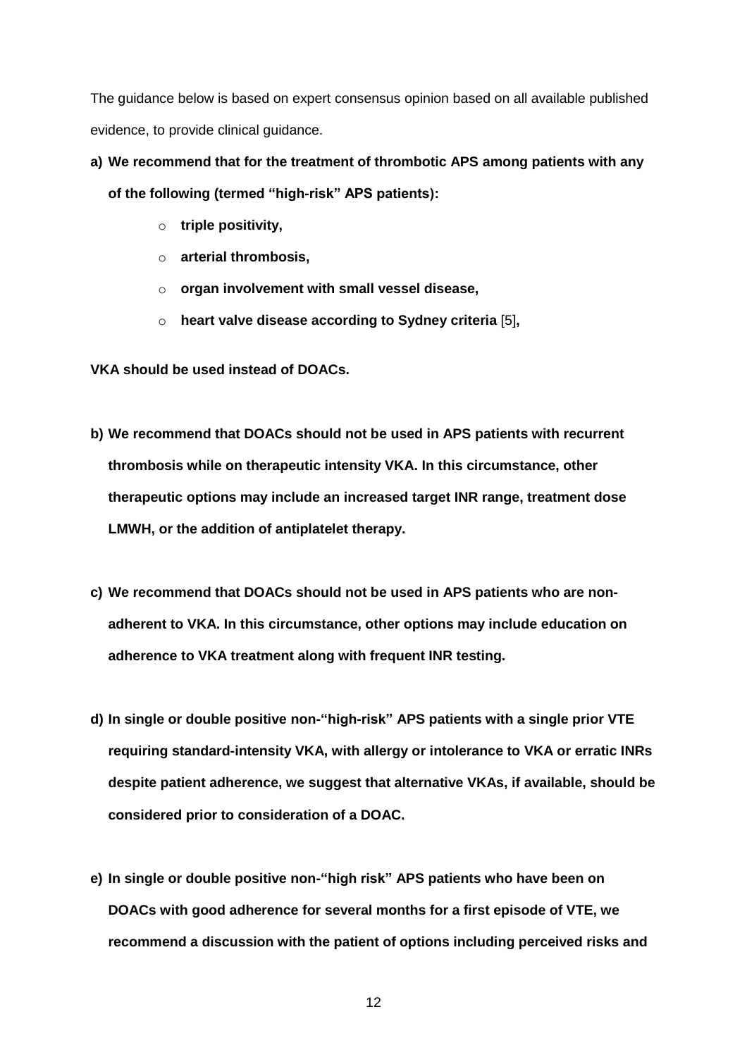The guidance below is based on expert consensus opinion based on all available published evidence, to provide clinical guidance.

a) **We recommend that for the treatment of thrombotic APS among patients with any of the following (termed "high-risk" APS patients):**

   - **triple positivity,**
   - **arterial thrombosis,**
   - **organ involvement with small vessel disease,**
   - **heart valve disease according to Sydney criteria** [5]**,**

**VKA should be used instead of DOACs.**

b) **We recommend that DOACs should not be used in APS patients with recurrent thrombosis while on therapeutic intensity VKA. In this circumstance, other therapeutic options may include an increased target INR range, treatment dose LMWH, or the addition of antiplatelet therapy.**

c) **We recommend that DOACs should not be used in APS patients who are non-adherent to VKA. In this circumstance, other options may include education on adherence to VKA treatment along with frequent INR testing.**

d) **In single or double positive non-"high-risk" APS patients with a single prior VTE requiring standard-intensity VKA, with allergy or intolerance to VKA or erratic INRs despite patient adherence, we suggest that alternative VKAs, if available, should be considered prior to consideration of a DOAC.**

e) **In single or double positive non-"high risk" APS patients who have been on DOACs with good adherence for several months for a first episode of VTE, we recommend a discussion with the patient of options including perceived risks and**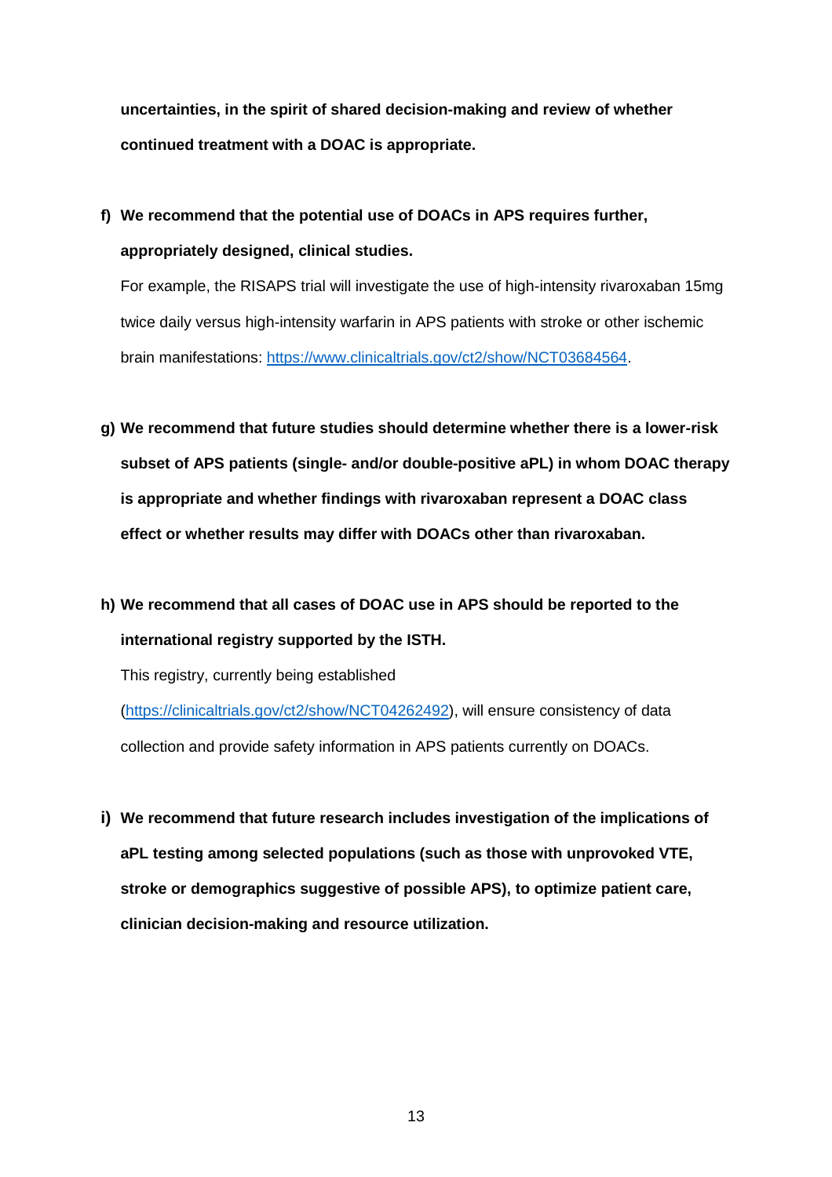**uncertainties, in the spirit of shared decision-making and review of whether continued treatment with a DOAC is appropriate.**

f) **We recommend that the potential use of DOACs in APS requires further, appropriately designed, clinical studies.**

   For example, the RISAPS trial will investigate the use of high-intensity rivaroxaban 15mg twice daily versus high-intensity warfarin in APS patients with stroke or other ischemic brain manifestations: https://www.clinicaltrials.gov/ct2/show/NCT03684564.

g) **We recommend that future studies should determine whether there is a lower-risk subset of APS patients (single- and/or double-positive aPL) in whom DOAC therapy is appropriate and whether findings with rivaroxaban represent a DOAC class effect or whether results may differ with DOACs other than rivaroxaban.**

h) **We recommend that all cases of DOAC use in APS should be reported to the international registry supported by the ISTH.**

   This registry, currently being established (https://clinicaltrials.gov/ct2/show/NCT04262492), will ensure consistency of data collection and provide safety information in APS patients currently on DOACs.

i) **We recommend that future research includes investigation of the implications of aPL testing among selected populations (such as those with unprovoked VTE, stroke or demographics suggestive of possible APS), to optimize patient care, clinician decision-making and resource utilization.**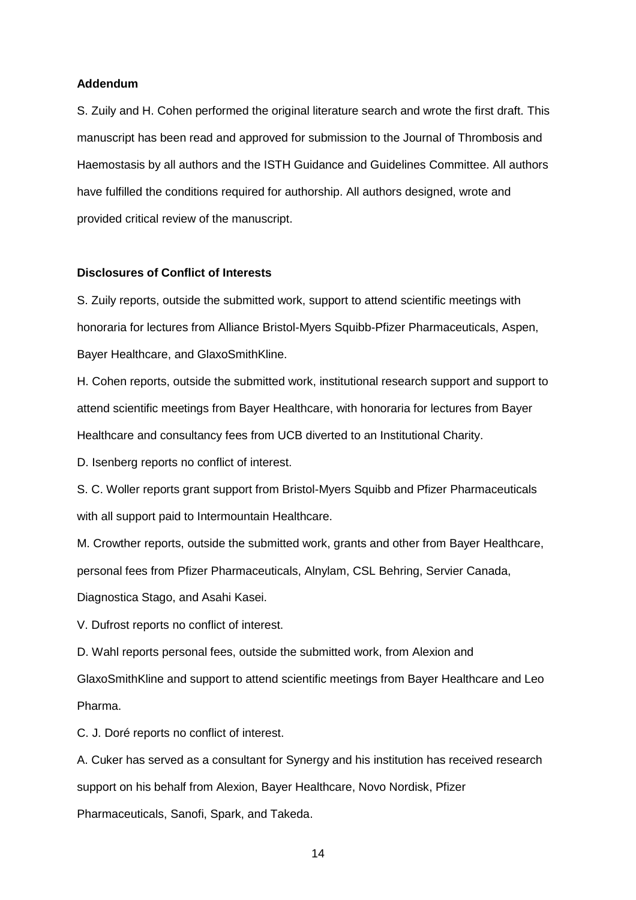**Addendum**

S. Zuily and H. Cohen performed the original literature search and wrote the first draft. This manuscript has been read and approved for submission to the Journal of Thrombosis and Haemostasis by all authors and the ISTH Guidance and Guidelines Committee. All authors have fulfilled the conditions required for authorship. All authors designed, wrote and provided critical review of the manuscript.

**Disclosures of Conflict of Interests**

S. Zuily reports, outside the submitted work, support to attend scientific meetings with honoraria for lectures from Alliance Bristol-Myers Squibb-Pfizer Pharmaceuticals, Aspen, Bayer Healthcare, and GlaxoSmithKline.

H. Cohen reports, outside the submitted work, institutional research support and support to attend scientific meetings from Bayer Healthcare, with honoraria for lectures from Bayer Healthcare and consultancy fees from UCB diverted to an Institutional Charity.

D. Isenberg reports no conflict of interest.

S. C. Woller reports grant support from Bristol-Myers Squibb and Pfizer Pharmaceuticals with all support paid to Intermountain Healthcare.

M. Crowther reports, outside the submitted work, grants and other from Bayer Healthcare, personal fees from Pfizer Pharmaceuticals, Alnylam, CSL Behring, Servier Canada, Diagnostica Stago, and Asahi Kasei.

V. Dufrost reports no conflict of interest.

D. Wahl reports personal fees, outside the submitted work, from Alexion and GlaxoSmithKline and support to attend scientific meetings from Bayer Healthcare and Leo Pharma.

C. J. Doré reports no conflict of interest.

A. Cuker has served as a consultant for Synergy and his institution has received research support on his behalf from Alexion, Bayer Healthcare, Novo Nordisk, Pfizer Pharmaceuticals, Sanofi, Spark, and Takeda.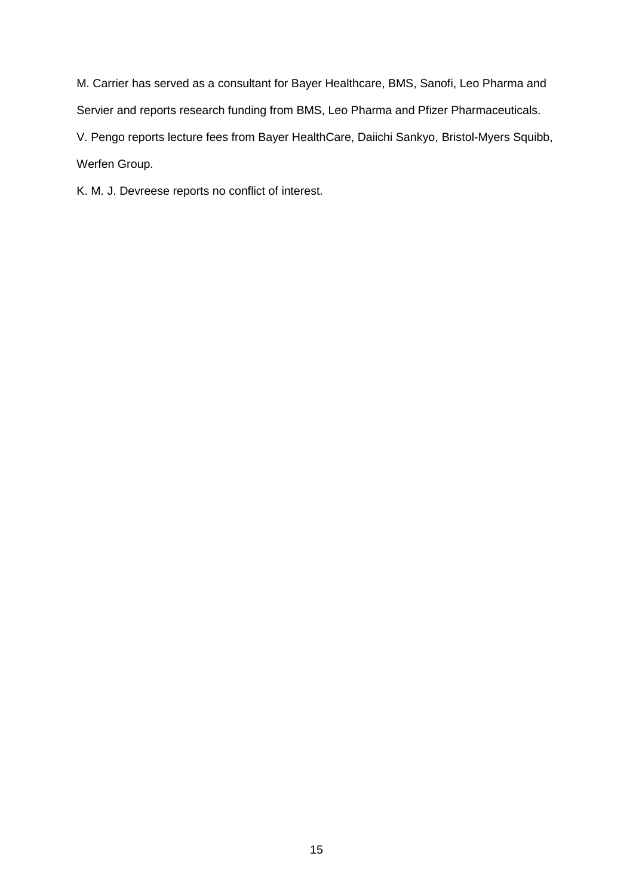M. Carrier has served as a consultant for Bayer Healthcare, BMS, Sanofi, Leo Pharma and Servier and reports research funding from BMS, Leo Pharma and Pfizer Pharmaceuticals.

V. Pengo reports lecture fees from Bayer HealthCare, Daiichi Sankyo, Bristol-Myers Squibb, Werfen Group.

K. M. J. Devreese reports no conflict of interest.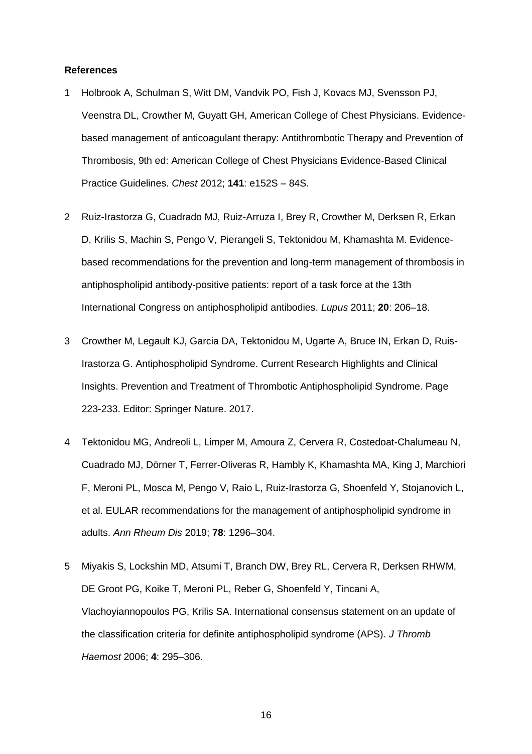**References**

1 Holbrook A, Schulman S, Witt DM, Vandvik PO, Fish J, Kovacs MJ, Svensson PJ, Veenstra DL, Crowther M, Guyatt GH, American College of Chest Physicians. Evidence-based management of anticoagulant therapy: Antithrombotic Therapy and Prevention of Thrombosis, 9th ed: American College of Chest Physicians Evidence-Based Clinical Practice Guidelines. *Chest* 2012; **141**: e152S – 84S.

2 Ruiz-Irastorza G, Cuadrado MJ, Ruiz-Arruza I, Brey R, Crowther M, Derksen R, Erkan D, Krilis S, Machin S, Pengo V, Pierangeli S, Tektonidou M, Khamashta M. Evidence-based recommendations for the prevention and long-term management of thrombosis in antiphospholipid antibody-positive patients: report of a task force at the 13th International Congress on antiphospholipid antibodies. *Lupus* 2011; **20**: 206–18.

3 Crowther M, Legault KJ, Garcia DA, Tektonidou M, Ugarte A, Bruce IN, Erkan D, Ruis-Irastorza G. Antiphospholipid Syndrome. Current Research Highlights and Clinical Insights. Prevention and Treatment of Thrombotic Antiphospholipid Syndrome. Page 223-233. Editor: Springer Nature. 2017.

4 Tektonidou MG, Andreoli L, Limper M, Amoura Z, Cervera R, Costedoat-Chalumeau N, Cuadrado MJ, Dörner T, Ferrer-Oliveras R, Hambly K, Khamashta MA, King J, Marchiori F, Meroni PL, Mosca M, Pengo V, Raio L, Ruiz-Irastorza G, Shoenfeld Y, Stojanovich L, et al. EULAR recommendations for the management of antiphospholipid syndrome in adults. *Ann Rheum Dis* 2019; **78**: 1296–304.

5 Miyakis S, Lockshin MD, Atsumi T, Branch DW, Brey RL, Cervera R, Derksen RHWM, DE Groot PG, Koike T, Meroni PL, Reber G, Shoenfeld Y, Tincani A, Vlachoyiannopoulos PG, Krilis SA. International consensus statement on an update of the classification criteria for definite antiphospholipid syndrome (APS). *J Thromb Haemost* 2006; **4**: 295–306.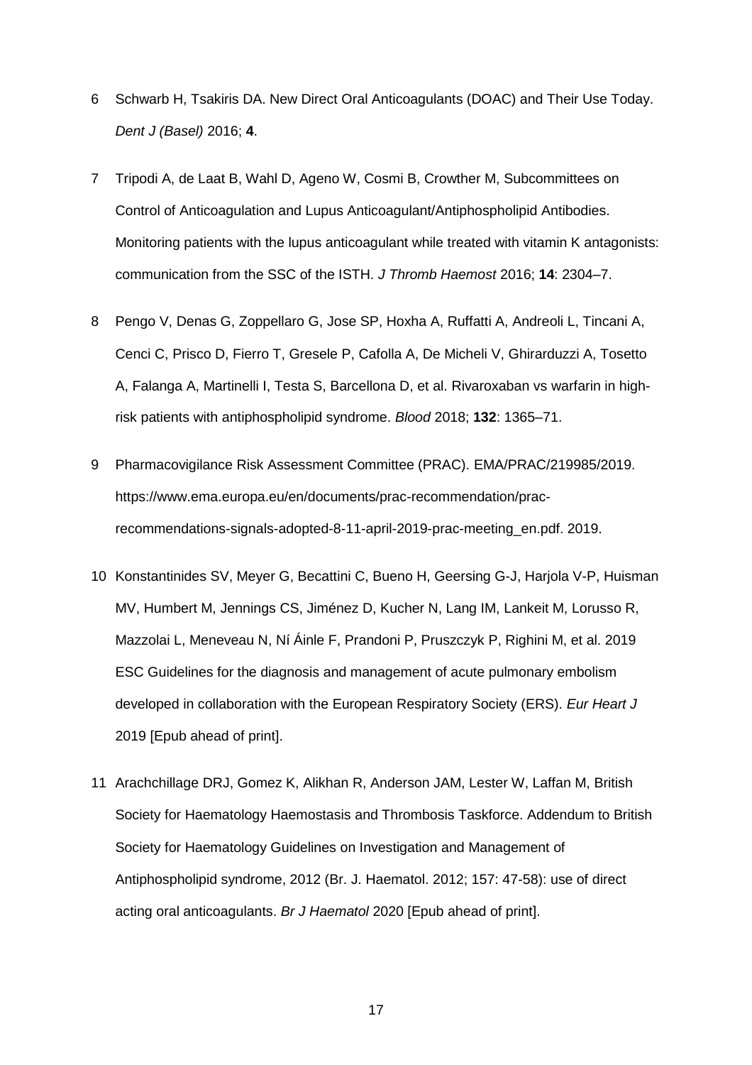6 Schwarb H, Tsakiris DA. New Direct Oral Anticoagulants (DOAC) and Their Use Today. *Dent J (Basel)* 2016; **4**.

7 Tripodi A, de Laat B, Wahl D, Ageno W, Cosmi B, Crowther M, Subcommittees on Control of Anticoagulation and Lupus Anticoagulant/Antiphospholipid Antibodies. Monitoring patients with the lupus anticoagulant while treated with vitamin K antagonists: communication from the SSC of the ISTH. *J Thromb Haemost* 2016; **14**: 2304–7.

8 Pengo V, Denas G, Zoppellaro G, Jose SP, Hoxha A, Ruffatti A, Andreoli L, Tincani A, Cenci C, Prisco D, Fierro T, Gresele P, Cafolla A, De Micheli V, Ghirarduzzi A, Tosetto A, Falanga A, Martinelli I, Testa S, Barcellona D, et al. Rivaroxaban vs warfarin in high-risk patients with antiphospholipid syndrome. *Blood* 2018; **132**: 1365–71.

9 Pharmacovigilance Risk Assessment Committee (PRAC). EMA/PRAC/219985/2019. https://www.ema.europa.eu/en/documents/prac-recommendation/prac-recommendations-signals-adopted-8-11-april-2019-prac-meeting_en.pdf. 2019.

10 Konstantinides SV, Meyer G, Becattini C, Bueno H, Geersing G-J, Harjola V-P, Huisman MV, Humbert M, Jennings CS, Jiménez D, Kucher N, Lang IM, Lankeit M, Lorusso R, Mazzolai L, Meneveau N, Ní Áinle F, Prandoni P, Pruszczyk P, Righini M, et al. 2019 ESC Guidelines for the diagnosis and management of acute pulmonary embolism developed in collaboration with the European Respiratory Society (ERS). *Eur Heart J* 2019 [Epub ahead of print].

11 Arachchillage DRJ, Gomez K, Alikhan R, Anderson JAM, Lester W, Laffan M, British Society for Haematology Haemostasis and Thrombosis Taskforce. Addendum to British Society for Haematology Guidelines on Investigation and Management of Antiphospholipid syndrome, 2012 (Br. J. Haematol. 2012; 157: 47-58): use of direct acting oral anticoagulants. *Br J Haematol* 2020 [Epub ahead of print].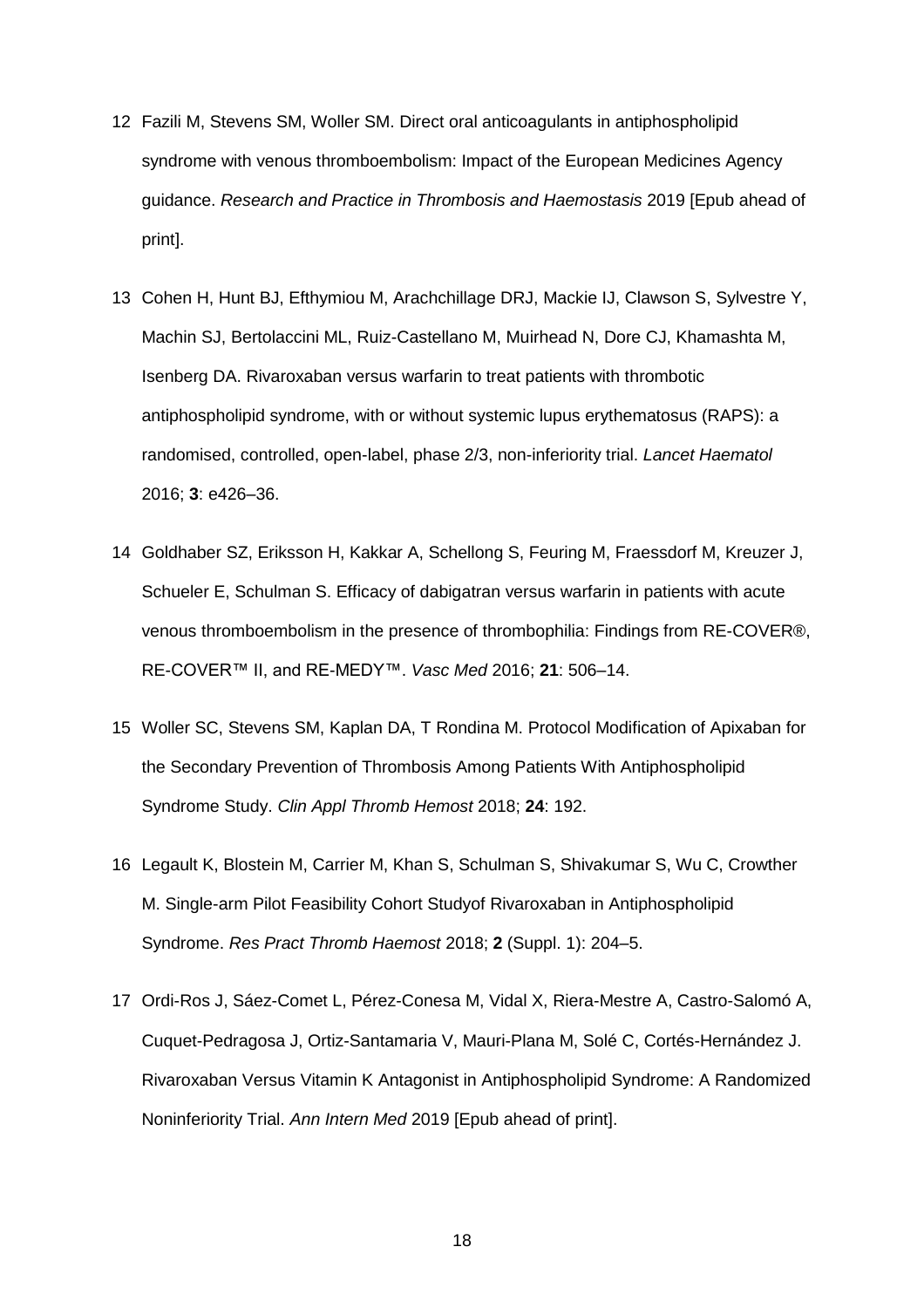12 Fazili M, Stevens SM, Woller SM. Direct oral anticoagulants in antiphospholipid syndrome with venous thromboembolism: Impact of the European Medicines Agency guidance. *Research and Practice in Thrombosis and Haemostasis* 2019 [Epub ahead of print].

13 Cohen H, Hunt BJ, Efthymiou M, Arachchillage DRJ, Mackie IJ, Clawson S, Sylvestre Y, Machin SJ, Bertolaccini ML, Ruiz-Castellano M, Muirhead N, Dore CJ, Khamashta M, Isenberg DA. Rivaroxaban versus warfarin to treat patients with thrombotic antiphospholipid syndrome, with or without systemic lupus erythematosus (RAPS): a randomised, controlled, open-label, phase 2/3, non-inferiority trial. *Lancet Haematol* 2016; **3**: e426–36.

14 Goldhaber SZ, Eriksson H, Kakkar A, Schellong S, Feuring M, Fraessdorf M, Kreuzer J, Schueler E, Schulman S. Efficacy of dabigatran versus warfarin in patients with acute venous thromboembolism in the presence of thrombophilia: Findings from RE-COVER®, RE-COVER™ II, and RE-MEDY™. *Vasc Med* 2016; **21**: 506–14.

15 Woller SC, Stevens SM, Kaplan DA, T Rondina M. Protocol Modification of Apixaban for the Secondary Prevention of Thrombosis Among Patients With Antiphospholipid Syndrome Study. *Clin Appl Thromb Hemost* 2018; **24**: 192.

16 Legault K, Blostein M, Carrier M, Khan S, Schulman S, Shivakumar S, Wu C, Crowther M. Single-arm Pilot Feasibility Cohort Studyof Rivaroxaban in Antiphospholipid Syndrome. *Res Pract Thromb Haemost* 2018; **2** (Suppl. 1): 204–5.

17 Ordi-Ros J, Sáez-Comet L, Pérez-Conesa M, Vidal X, Riera-Mestre A, Castro-Salomó A, Cuquet-Pedragosa J, Ortiz-Santamaria V, Mauri-Plana M, Solé C, Cortés-Hernández J. Rivaroxaban Versus Vitamin K Antagonist in Antiphospholipid Syndrome: A Randomized Noninferiority Trial. *Ann Intern Med* 2019 [Epub ahead of print].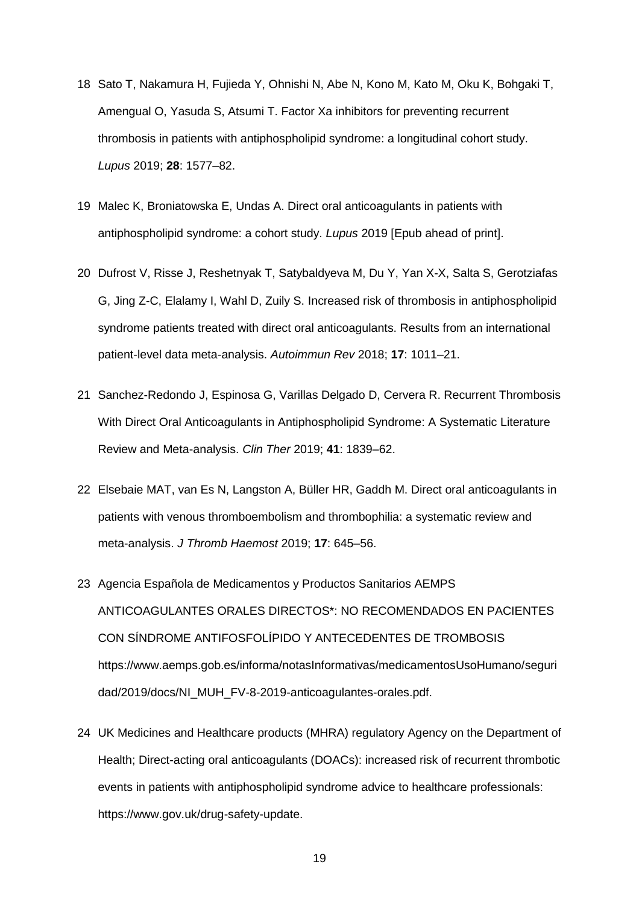18 Sato T, Nakamura H, Fujieda Y, Ohnishi N, Abe N, Kono M, Kato M, Oku K, Bohgaki T, Amengual O, Yasuda S, Atsumi T. Factor Xa inhibitors for preventing recurrent thrombosis in patients with antiphospholipid syndrome: a longitudinal cohort study. *Lupus* 2019; **28**: 1577–82.

19 Malec K, Broniatowska E, Undas A. Direct oral anticoagulants in patients with antiphospholipid syndrome: a cohort study. *Lupus* 2019 [Epub ahead of print].

20 Dufrost V, Risse J, Reshetnyak T, Satybaldyeva M, Du Y, Yan X-X, Salta S, Gerotziafas G, Jing Z-C, Elalamy I, Wahl D, Zuily S. Increased risk of thrombosis in antiphospholipid syndrome patients treated with direct oral anticoagulants. Results from an international patient-level data meta-analysis. *Autoimmun Rev* 2018; **17**: 1011–21.

21 Sanchez-Redondo J, Espinosa G, Varillas Delgado D, Cervera R. Recurrent Thrombosis With Direct Oral Anticoagulants in Antiphospholipid Syndrome: A Systematic Literature Review and Meta-analysis. *Clin Ther* 2019; **41**: 1839–62.

22 Elsebaie MAT, van Es N, Langston A, Büller HR, Gaddh M. Direct oral anticoagulants in patients with venous thromboembolism and thrombophilia: a systematic review and meta-analysis. *J Thromb Haemost* 2019; **17**: 645–56.

23 Agencia Española de Medicamentos y Productos Sanitarios AEMPS ANTICOAGULANTES ORALES DIRECTOS*: NO RECOMENDADOS EN PACIENTES CON SÍNDROME ANTIFOSFOLÍPIDO Y ANTECEDENTES DE TROMBOSIS https://www.aemps.gob.es/informa/notasInformativas/medicamentosUsoHumano/seguridad/2019/docs/NI_MUH_FV-8-2019-anticoagulantes-orales.pdf.

24 UK Medicines and Healthcare products (MHRA) regulatory Agency on the Department of Health; Direct-acting oral anticoagulants (DOACs): increased risk of recurrent thrombotic events in patients with antiphospholipid syndrome advice to healthcare professionals: https://www.gov.uk/drug-safety-update.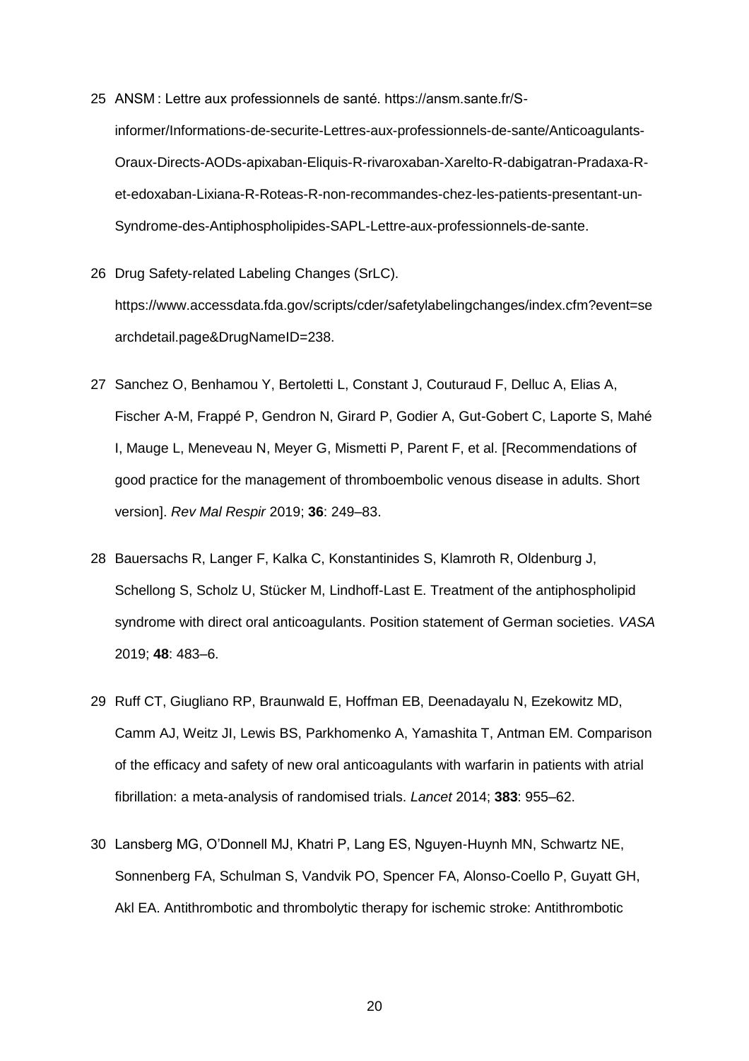25 ANSM : Lettre aux professionnels de santé. https://ansm.sante.fr/S-informer/Informations-de-securite-Lettres-aux-professionnels-de-sante/Anticoagulants-Oraux-Directs-AODs-apixaban-Eliquis-R-rivaroxaban-Xarelto-R-dabigatran-Pradaxa-R-et-edoxaban-Lixiana-R-Roteas-R-non-recommandes-chez-les-patients-presentant-un-Syndrome-des-Antiphospholipides-SAPL-Lettre-aux-professionnels-de-sante.

26 Drug Safety-related Labeling Changes (SrLC). https://www.accessdata.fda.gov/scripts/cder/safetylabelingchanges/index.cfm?event=searchdetail.page&DrugNameID=238.

27 Sanchez O, Benhamou Y, Bertoletti L, Constant J, Couturaud F, Delluc A, Elias A, Fischer A-M, Frappé P, Gendron N, Girard P, Godier A, Gut-Gobert C, Laporte S, Mahé I, Mauge L, Meneveau N, Meyer G, Mismetti P, Parent F, et al. [Recommendations of good practice for the management of thromboembolic venous disease in adults. Short version]. *Rev Mal Respir* 2019; **36**: 249–83.

28 Bauersachs R, Langer F, Kalka C, Konstantinides S, Klamroth R, Oldenburg J, Schellong S, Scholz U, Stücker M, Lindhoff-Last E. Treatment of the antiphospholipid syndrome with direct oral anticoagulants. Position statement of German societies. *VASA* 2019; **48**: 483–6.

29 Ruff CT, Giugliano RP, Braunwald E, Hoffman EB, Deenadayalu N, Ezekowitz MD, Camm AJ, Weitz JI, Lewis BS, Parkhomenko A, Yamashita T, Antman EM. Comparison of the efficacy and safety of new oral anticoagulants with warfarin in patients with atrial fibrillation: a meta-analysis of randomised trials. *Lancet* 2014; **383**: 955–62.

30 Lansberg MG, O'Donnell MJ, Khatri P, Lang ES, Nguyen-Huynh MN, Schwartz NE, Sonnenberg FA, Schulman S, Vandvik PO, Spencer FA, Alonso-Coello P, Guyatt GH, Akl EA. Antithrombotic and thrombolytic therapy for ischemic stroke: Antithrombotic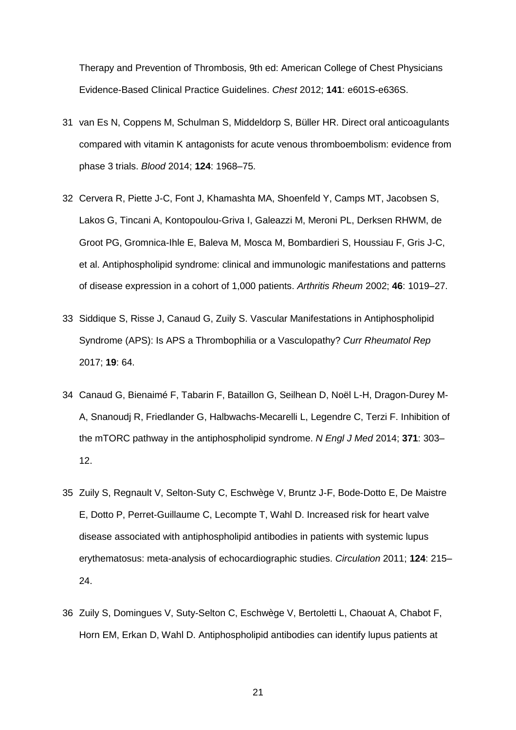Therapy and Prevention of Thrombosis, 9th ed: American College of Chest Physicians Evidence-Based Clinical Practice Guidelines. *Chest* 2012; **141**: e601S-e636S.

31 van Es N, Coppens M, Schulman S, Middeldorp S, Büller HR. Direct oral anticoagulants compared with vitamin K antagonists for acute venous thromboembolism: evidence from phase 3 trials. *Blood* 2014; **124**: 1968–75.

32 Cervera R, Piette J-C, Font J, Khamashta MA, Shoenfeld Y, Camps MT, Jacobsen S, Lakos G, Tincani A, Kontopoulou-Griva I, Galeazzi M, Meroni PL, Derksen RHWM, de Groot PG, Gromnica-Ihle E, Baleva M, Mosca M, Bombardieri S, Houssiau F, Gris J-C, et al. Antiphospholipid syndrome: clinical and immunologic manifestations and patterns of disease expression in a cohort of 1,000 patients. *Arthritis Rheum* 2002; **46**: 1019–27.

33 Siddique S, Risse J, Canaud G, Zuily S. Vascular Manifestations in Antiphospholipid Syndrome (APS): Is APS a Thrombophilia or a Vasculopathy? *Curr Rheumatol Rep* 2017; **19**: 64.

34 Canaud G, Bienaimé F, Tabarin F, Bataillon G, Seilhean D, Noël L-H, Dragon-Durey M-A, Snanoudj R, Friedlander G, Halbwachs-Mecarelli L, Legendre C, Terzi F. Inhibition of the mTORC pathway in the antiphospholipid syndrome. *N Engl J Med* 2014; **371**: 303–12.

35 Zuily S, Regnault V, Selton-Suty C, Eschwège V, Bruntz J-F, Bode-Dotto E, De Maistre E, Dotto P, Perret-Guillaume C, Lecompte T, Wahl D. Increased risk for heart valve disease associated with antiphospholipid antibodies in patients with systemic lupus erythematosus: meta-analysis of echocardiographic studies. *Circulation* 2011; **124**: 215–24.

36 Zuily S, Domingues V, Suty-Selton C, Eschwège V, Bertoletti L, Chaouat A, Chabot F, Horn EM, Erkan D, Wahl D. Antiphospholipid antibodies can identify lupus patients at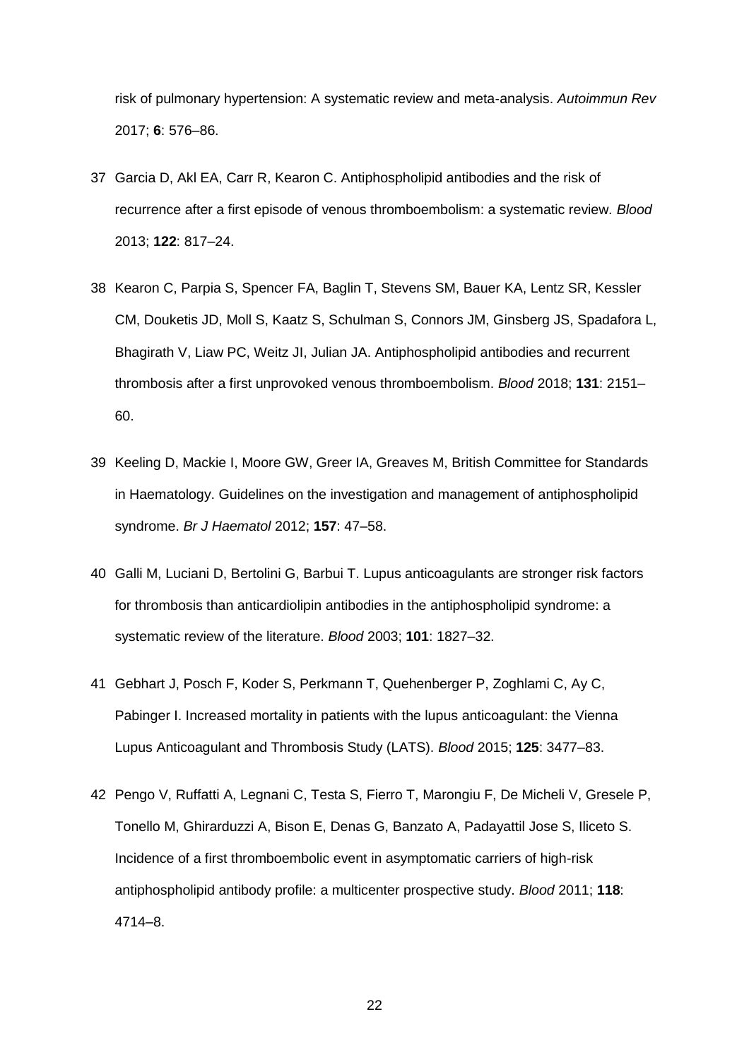risk of pulmonary hypertension: A systematic review and meta-analysis. *Autoimmun Rev* 2017; **6**: 576–86.

37 Garcia D, Akl EA, Carr R, Kearon C. Antiphospholipid antibodies and the risk of recurrence after a first episode of venous thromboembolism: a systematic review. *Blood* 2013; **122**: 817–24.

38 Kearon C, Parpia S, Spencer FA, Baglin T, Stevens SM, Bauer KA, Lentz SR, Kessler CM, Douketis JD, Moll S, Kaatz S, Schulman S, Connors JM, Ginsberg JS, Spadafora L, Bhagirath V, Liaw PC, Weitz JI, Julian JA. Antiphospholipid antibodies and recurrent thrombosis after a first unprovoked venous thromboembolism. *Blood* 2018; **131**: 2151–60.

39 Keeling D, Mackie I, Moore GW, Greer IA, Greaves M, British Committee for Standards in Haematology. Guidelines on the investigation and management of antiphospholipid syndrome. *Br J Haematol* 2012; **157**: 47–58.

40 Galli M, Luciani D, Bertolini G, Barbui T. Lupus anticoagulants are stronger risk factors for thrombosis than anticardiolipin antibodies in the antiphospholipid syndrome: a systematic review of the literature. *Blood* 2003; **101**: 1827–32.

41 Gebhart J, Posch F, Koder S, Perkmann T, Quehenberger P, Zoghlami C, Ay C, Pabinger I. Increased mortality in patients with the lupus anticoagulant: the Vienna Lupus Anticoagulant and Thrombosis Study (LATS). *Blood* 2015; **125**: 3477–83.

42 Pengo V, Ruffatti A, Legnani C, Testa S, Fierro T, Marongiu F, De Micheli V, Gresele P, Tonello M, Ghirarduzzi A, Bison E, Denas G, Banzato A, Padayattil Jose S, Iliceto S. Incidence of a first thromboembolic event in asymptomatic carriers of high-risk antiphospholipid antibody profile: a multicenter prospective study. *Blood* 2011; **118**: 4714–8.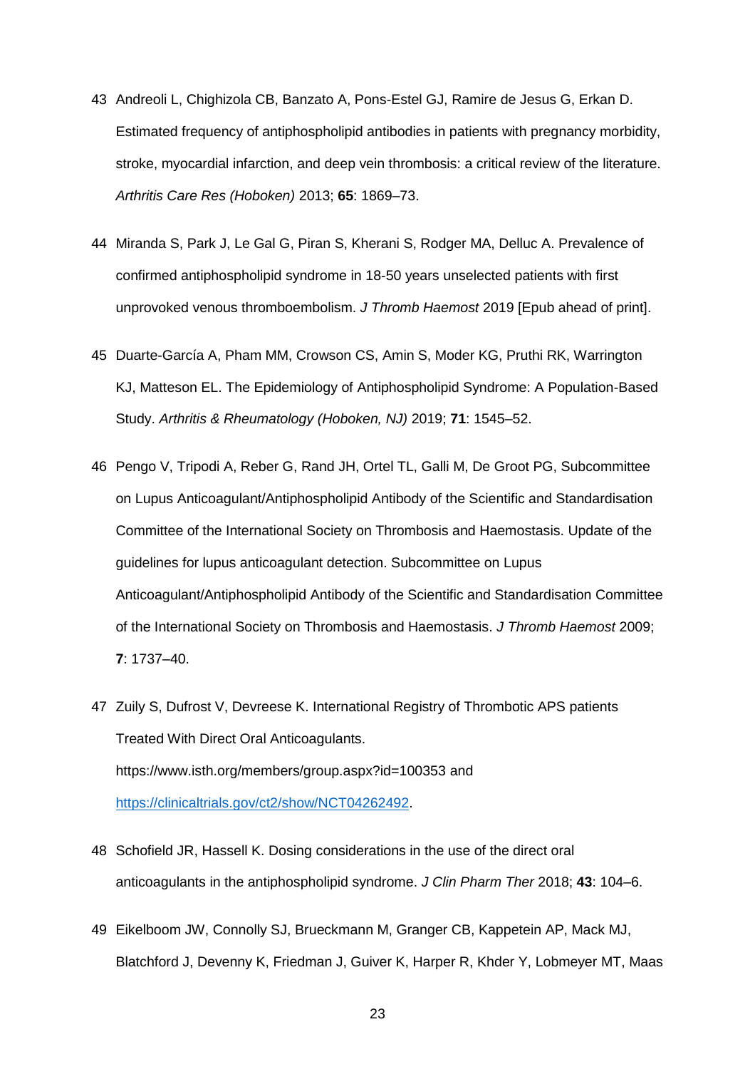43 Andreoli L, Chighizola CB, Banzato A, Pons-Estel GJ, Ramire de Jesus G, Erkan D. Estimated frequency of antiphospholipid antibodies in patients with pregnancy morbidity, stroke, myocardial infarction, and deep vein thrombosis: a critical review of the literature. *Arthritis Care Res (Hoboken)* 2013; **65**: 1869–73.

44 Miranda S, Park J, Le Gal G, Piran S, Kherani S, Rodger MA, Delluc A. Prevalence of confirmed antiphospholipid syndrome in 18-50 years unselected patients with first unprovoked venous thromboembolism. *J Thromb Haemost* 2019 [Epub ahead of print].

45 Duarte-García A, Pham MM, Crowson CS, Amin S, Moder KG, Pruthi RK, Warrington KJ, Matteson EL. The Epidemiology of Antiphospholipid Syndrome: A Population-Based Study. *Arthritis & Rheumatology (Hoboken, NJ)* 2019; **71**: 1545–52.

46 Pengo V, Tripodi A, Reber G, Rand JH, Ortel TL, Galli M, De Groot PG, Subcommittee on Lupus Anticoagulant/Antiphospholipid Antibody of the Scientific and Standardisation Committee of the International Society on Thrombosis and Haemostasis. Update of the guidelines for lupus anticoagulant detection. Subcommittee on Lupus Anticoagulant/Antiphospholipid Antibody of the Scientific and Standardisation Committee of the International Society on Thrombosis and Haemostasis. *J Thromb Haemost* 2009; **7**: 1737–40.

47 Zuily S, Dufrost V, Devreese K. International Registry of Thrombotic APS patients Treated With Direct Oral Anticoagulants. https://www.isth.org/members/group.aspx?id=100353 and https://clinicaltrials.gov/ct2/show/NCT04262492.

48 Schofield JR, Hassell K. Dosing considerations in the use of the direct oral anticoagulants in the antiphospholipid syndrome. *J Clin Pharm Ther* 2018; **43**: 104–6.

49 Eikelboom JW, Connolly SJ, Brueckmann M, Granger CB, Kappetein AP, Mack MJ, Blatchford J, Devenny K, Friedman J, Guiver K, Harper R, Khder Y, Lobmeyer MT, Maas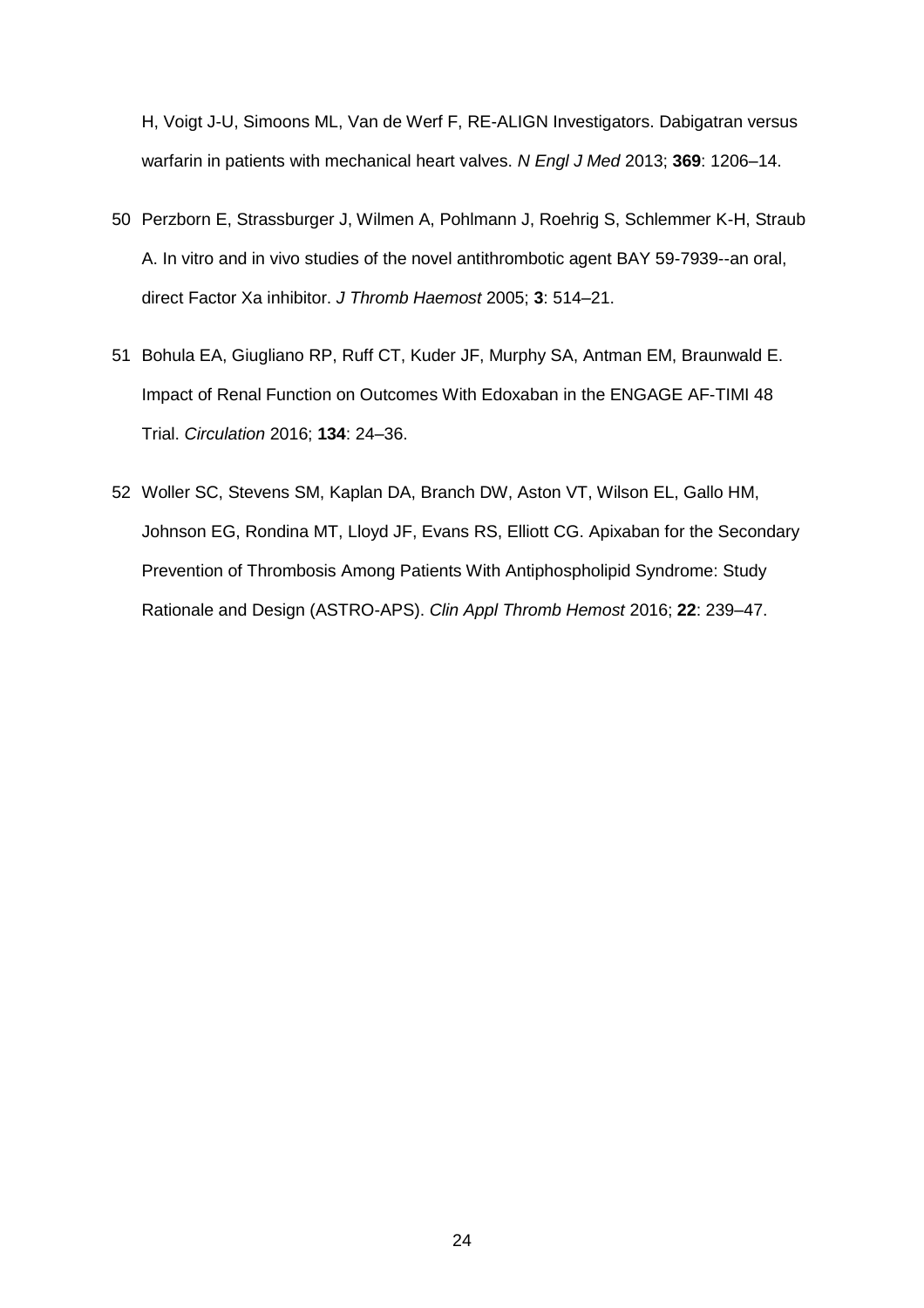H, Voigt J-U, Simoons ML, Van de Werf F, RE-ALIGN Investigators. Dabigatran versus warfarin in patients with mechanical heart valves. *N Engl J Med* 2013; **369**: 1206–14.

50 Perzborn E, Strassburger J, Wilmen A, Pohlmann J, Roehrig S, Schlemmer K-H, Straub A. In vitro and in vivo studies of the novel antithrombotic agent BAY 59-7939--an oral, direct Factor Xa inhibitor. *J Thromb Haemost* 2005; **3**: 514–21.

51 Bohula EA, Giugliano RP, Ruff CT, Kuder JF, Murphy SA, Antman EM, Braunwald E. Impact of Renal Function on Outcomes With Edoxaban in the ENGAGE AF-TIMI 48 Trial. *Circulation* 2016; **134**: 24–36.

52 Woller SC, Stevens SM, Kaplan DA, Branch DW, Aston VT, Wilson EL, Gallo HM, Johnson EG, Rondina MT, Lloyd JF, Evans RS, Elliott CG. Apixaban for the Secondary Prevention of Thrombosis Among Patients With Antiphospholipid Syndrome: Study Rationale and Design (ASTRO-APS). *Clin Appl Thromb Hemost* 2016; **22**: 239–47.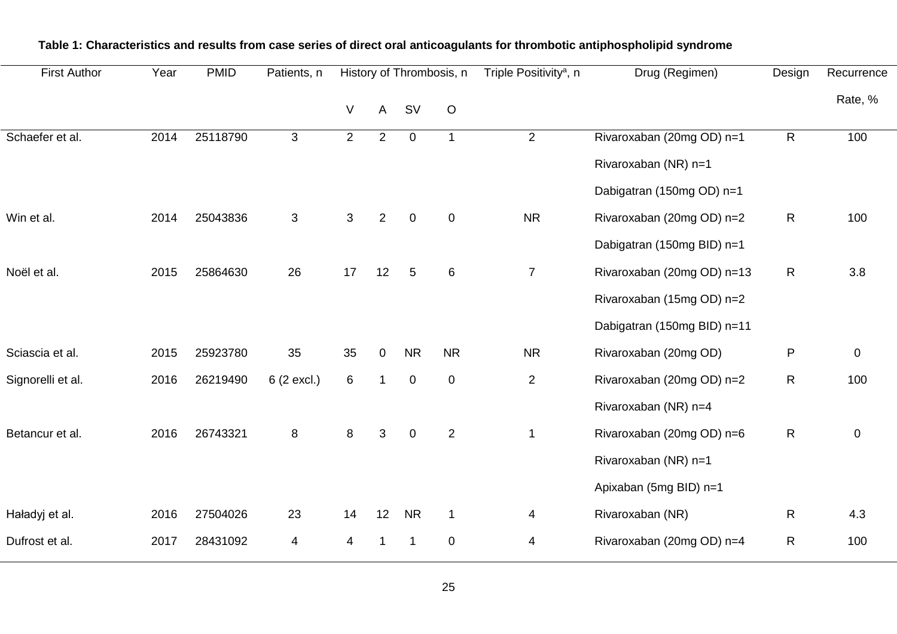**Table 1: Characteristics and results from case series of direct oral anticoagulants for thrombotic antiphospholipid syndrome**

| First Author | Year | PMID | Patients, n | History of Thrombosis, n | | | | Triple Positivity[a], n | Drug (Regimen) | Design | Recurrence Rate, % |
|---|---|---|---|---|---|---|---|---|---|---|---|
| | | | | V | A | SV | O | | | | |
| Schaefer et al. | 2014 | 25118790 | 3 | 2 | 2 | 0 | 1 | 2 | Rivaroxaban (20mg OD) n=1<br>Rivaroxaban (NR) n=1<br>Dabigatran (150mg OD) n=1 | R | 100 |
| Win et al. | 2014 | 25043836 | 3 | 3 | 2 | 0 | 0 | NR | Rivaroxaban (20mg OD) n=2<br>Dabigatran (150mg BID) n=1 | R | 100 |
| Noël et al. | 2015 | 25864630 | 26 | 17 | 12 | 5 | 6 | 7 | Rivaroxaban (20mg OD) n=13<br>Rivaroxaban (15mg OD) n=2<br>Dabigatran (150mg BID) n=11 | R | 3.8 |
| Sciascia et al. | 2015 | 25923780 | 35 | 35 | 0 | NR | NR | NR | Rivaroxaban (20mg OD) | P | 0 |
| Signorelli et al. | 2016 | 26219490 | 6 (2 excl.) | 6 | 1 | 0 | 0 | 2 | Rivaroxaban (20mg OD) n=2<br>Rivaroxaban (NR) n=4 | R | 100 |
| Betancur et al. | 2016 | 26743321 | 8 | 8 | 3 | 0 | 2 | 1 | Rivaroxaban (20mg OD) n=6<br>Rivaroxaban (NR) n=1<br>Apixaban (5mg BID) n=1 | R | 0 |
| Haładyj et al. | 2016 | 27504026 | 23 | 14 | 12 | NR | 1 | 4 | Rivaroxaban (NR) | R | 4.3 |
| Dufrost et al. | 2017 | 28431092 | 4 | 4 | 1 | 1 | 0 | 4 | Rivaroxaban (20mg OD) n=4 | R | 100 |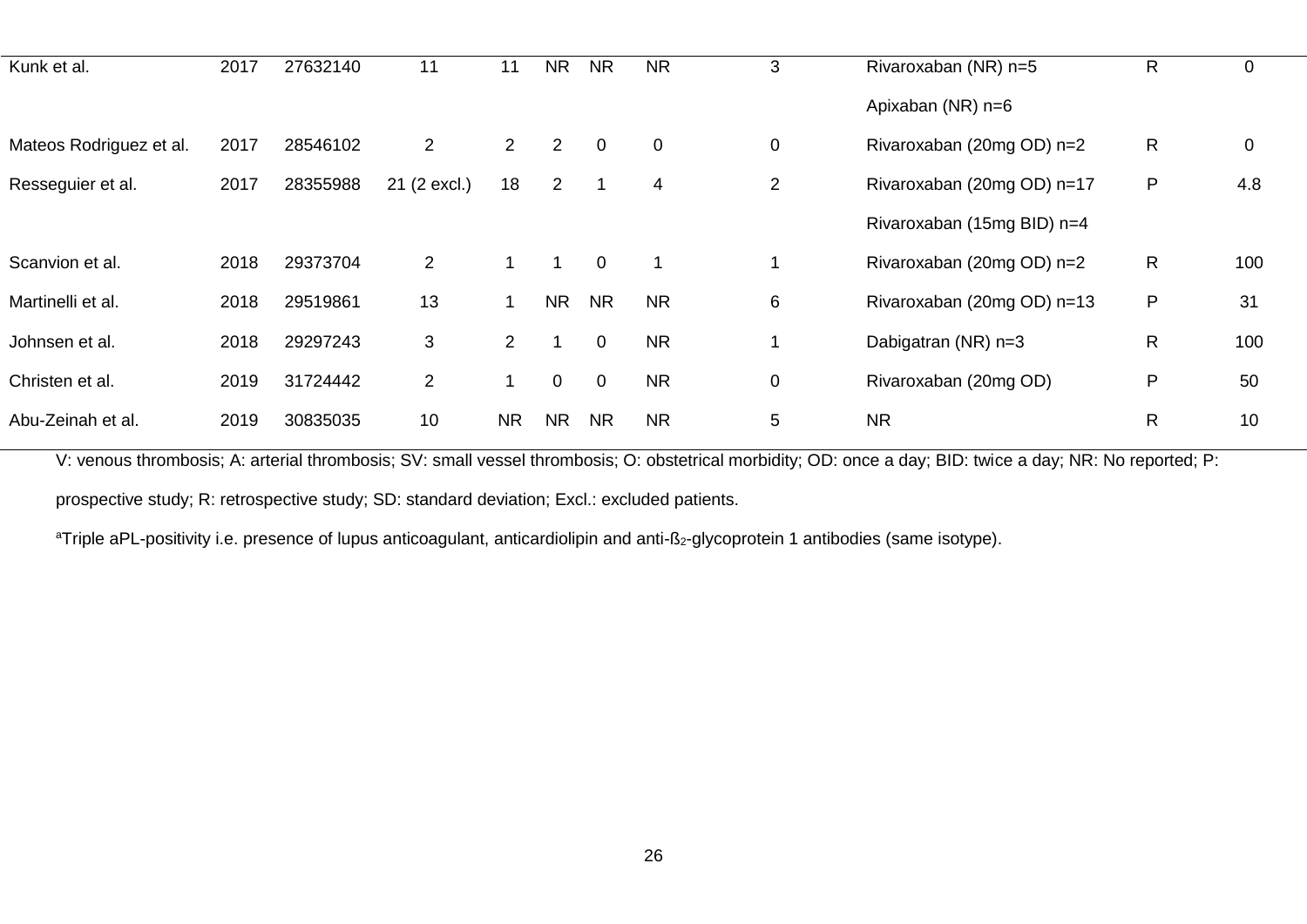| | | | | | | | | | | | |
|---|---|---|---|---|---|---|---|---|---|---|---|
| Kunk et al. | 2017 | 27632140 | 11 | 11 | NR | NR | NR | 3 | Rivaroxaban (NR) n=5 | R | 0 |
| | | | | | | | | | Apixaban (NR) n=6 | | |
| Mateos Rodriguez et al. | 2017 | 28546102 | 2 | 2 | 2 | 0 | 0 | 0 | Rivaroxaban (20mg OD) n=2 | R | 0 |
| Resseguier et al. | 2017 | 28355988 | 21 (2 excl.) | 18 | 2 | 1 | 4 | 2 | Rivaroxaban (20mg OD) n=17 | P | 4.8 |
| | | | | | | | | | Rivaroxaban (15mg BID) n=4 | | |
| Scanvion et al. | 2018 | 29373704 | 2 | 1 | 1 | 0 | 1 | 1 | Rivaroxaban (20mg OD) n=2 | R | 100 |
| Martinelli et al. | 2018 | 29519861 | 13 | 1 | NR | NR | NR | 6 | Rivaroxaban (20mg OD) n=13 | P | 31 |
| Johnsen et al. | 2018 | 29297243 | 3 | 2 | 1 | 0 | NR | 1 | Dabigatran (NR) n=3 | R | 100 |
| Christen et al. | 2019 | 31724442 | 2 | 1 | 0 | 0 | NR | 0 | Rivaroxaban (20mg OD) | P | 50 |
| Abu-Zeinah et al. | 2019 | 30835035 | 10 | NR | NR | NR | NR | 5 | NR | R | 10 |

V: venous thrombosis; A: arterial thrombosis; SV: small vessel thrombosis; O: obstetrical morbidity; OD: once a day; BID: twice a day; NR: No reported; P: prospective study; R: retrospective study; SD: standard deviation; Excl.: excluded patients.

[a]Triple aPL-positivity i.e. presence of lupus anticoagulant, anticardiolipin and anti-$ß_2$-glycoprotein 1 antibodies (same isotype).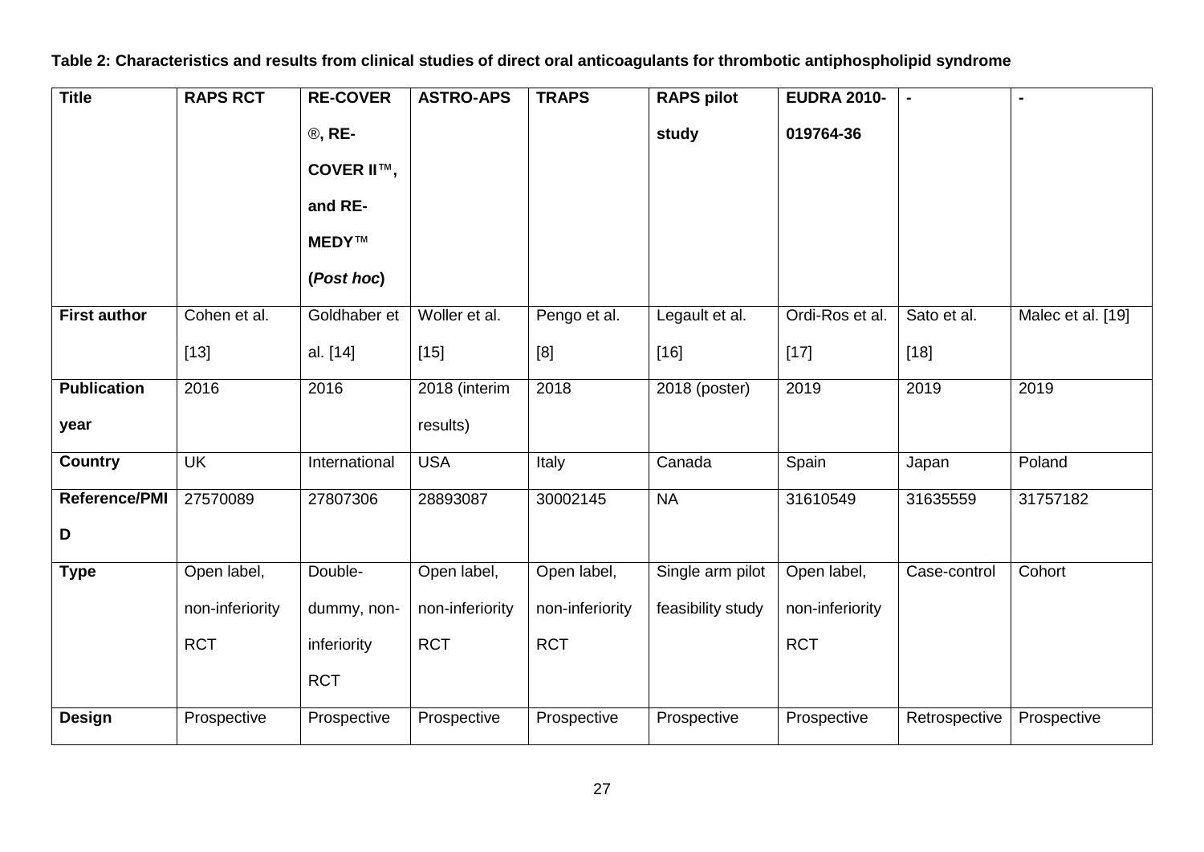**Table 2: Characteristics and results from clinical studies of direct oral anticoagulants for thrombotic antiphospholipid syndrome**

| **Title** | **RAPS RCT** | **RE-COVER®, RE-COVER II™, and RE-MEDY™ (*Post hoc*)** | **ASTRO-APS** | **TRAPS** | **RAPS pilot study** | **EUDRA 2010-019764-36** | **-** | **-** |
|---|---|---|---|---|---|---|---|---|
| **First author** | Cohen et al. [13] | Goldhaber et al. [14] | Woller et al. [15] | Pengo et al. [8] | Legault et al. [16] | Ordi-Ros et al. [17] | Sato et al. [18] | Malec et al. [19] |
| **Publication year** | 2016 | 2016 | 2018 (interim results) | 2018 | 2018 (poster) | 2019 | 2019 | 2019 |
| **Country** | UK | International | USA | Italy | Canada | Spain | Japan | Poland |
| **Reference/PMID** | 27570089 | 27807306 | 28893087 | 30002145 | NA | 31610549 | 31635559 | 31757182 |
| **Type** | Open label, non-inferiority RCT | Double-dummy, non-inferiority RCT | Open label, non-inferiority RCT | Open label, non-inferiority RCT | Single arm pilot feasibility study | Open label, non-inferiority RCT | Case-control | Cohort |
| **Design** | Prospective | Prospective | Prospective | Prospective | Prospective | Prospective | Retrospective | Prospective |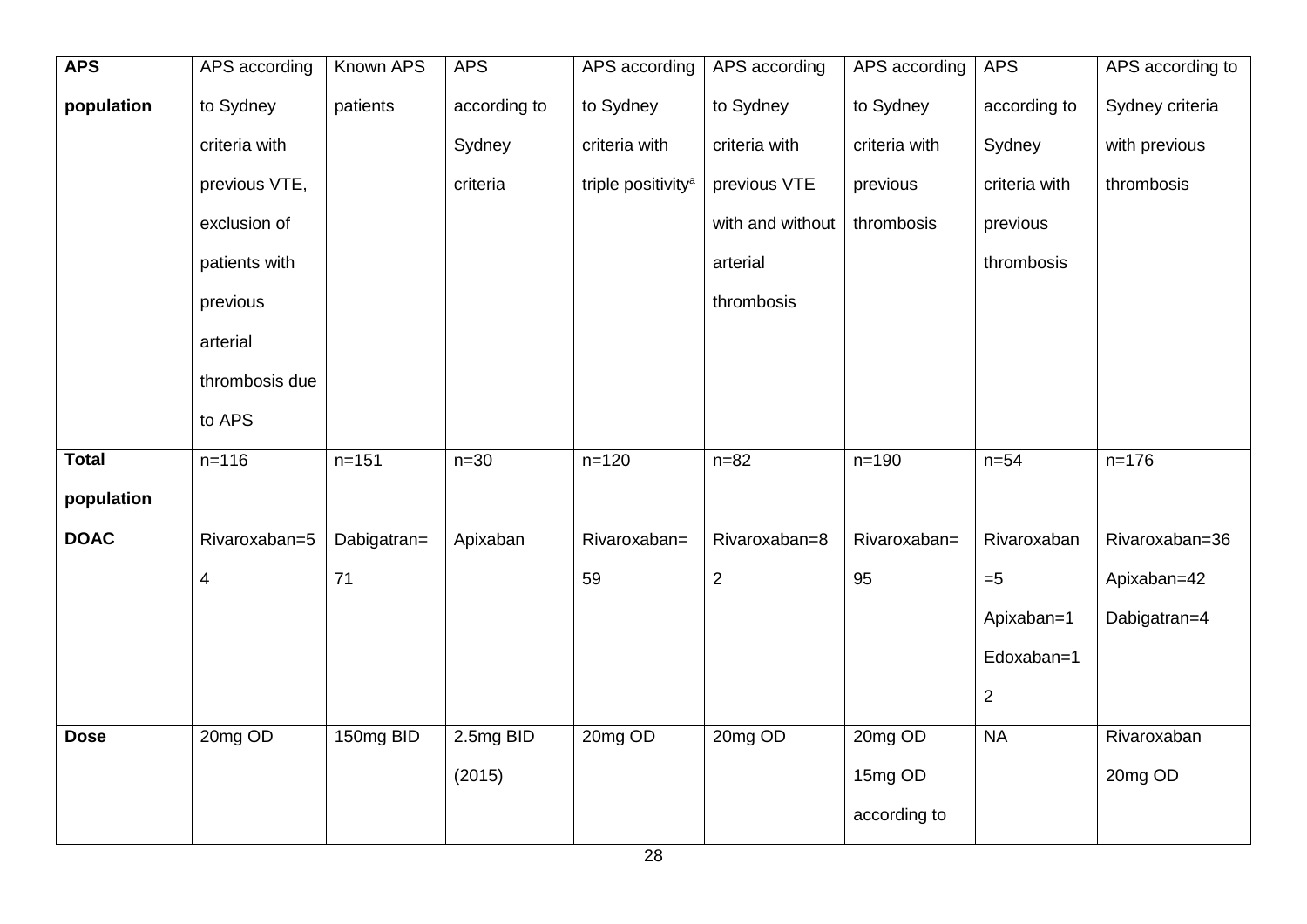| **APS population** | APS according to Sydney criteria with previous VTE, exclusion of patients with previous arterial thrombosis due to APS | Known APS patients | APS according to Sydney criteria | APS according to Sydney criteria with triple positivity[a] | APS according to Sydney criteria with previous VTE with and without arterial thrombosis | APS according to Sydney criteria with previous thrombosis | APS according to Sydney criteria with previous thrombosis | APS according to Sydney criteria with previous thrombosis |
|---|---|---|---|---|---|---|---|---|
| **Total population** | n=116 | n=151 | n=30 | n=120 | n=82 | n=190 | n=54 | n=176 |
| **DOAC** | Rivaroxaban=54 | Dabigatran=71 | Apixaban | Rivaroxaban=59 | Rivaroxaban=82 | Rivaroxaban=95 | Rivaroxaban=5 Apixaban=1 Edoxaban=12 | Rivaroxaban=36 Apixaban=42 Dabigatran=4 |
| **Dose** | 20mg OD | 150mg BID | 2.5mg BID (2015) | 20mg OD | 20mg OD | 20mg OD 15mg OD according to | NA | Rivaroxaban 20mg OD |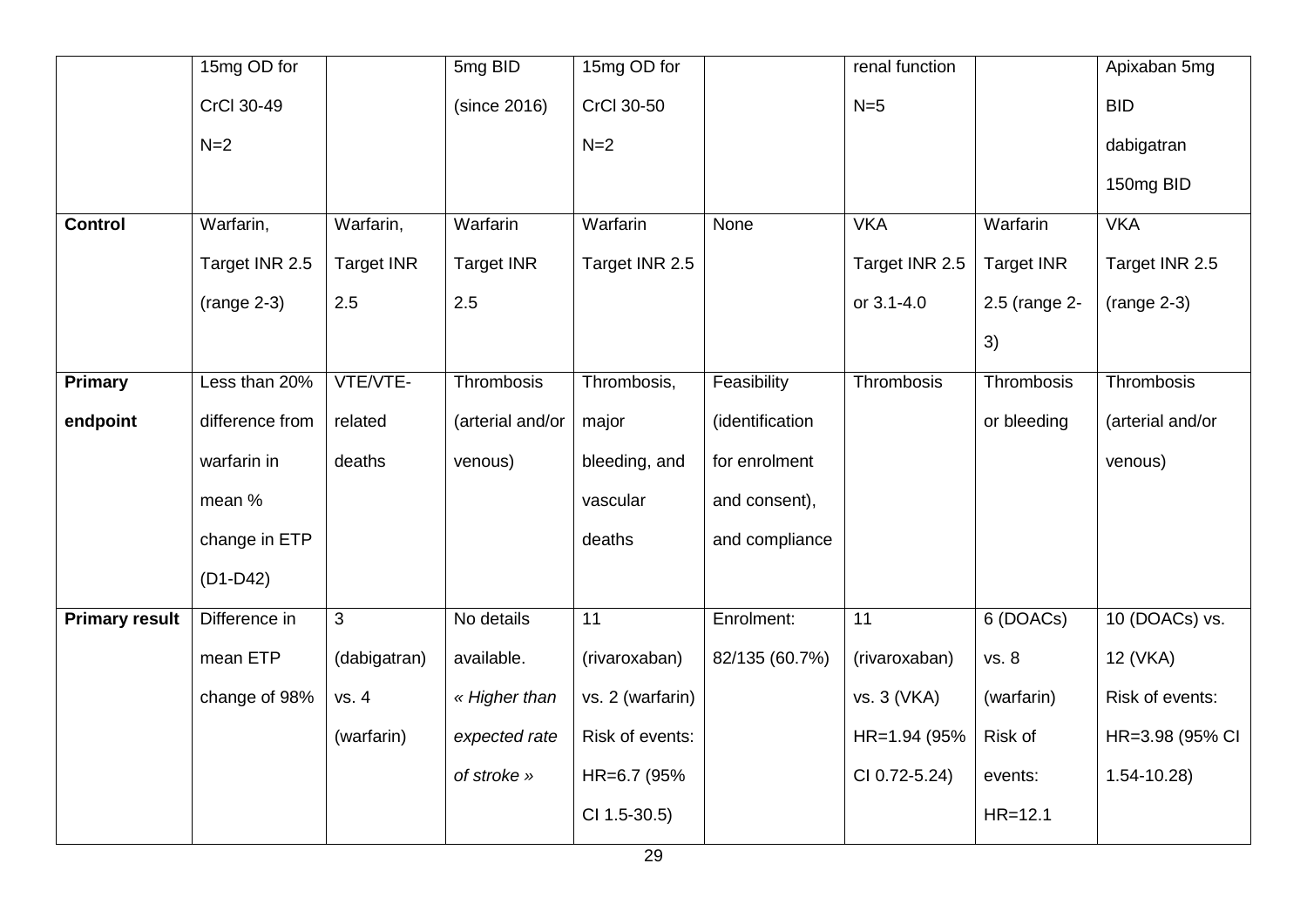|  | 15mg OD for CrCl 30-49 N=2 |  | 5mg BID (since 2016) | 15mg OD for CrCl 30-50 N=2 |  | renal function N=5 |  | Apixaban 5mg BID dabigatran 150mg BID |
|---|---|---|---|---|---|---|---|---|
| **Control** | Warfarin, Target INR 2.5 (range 2-3) | Warfarin, Target INR 2.5 | Warfarin Target INR 2.5 | Warfarin Target INR 2.5 | None | VKA Target INR 2.5 or 3.1-4.0 | Warfarin Target INR 2.5 (range 2-3) | VKA Target INR 2.5 (range 2-3) |
| **Primary endpoint** | Less than 20% difference from warfarin in mean % change in ETP (D1-D42) | VTE/VTE-related deaths | Thrombosis (arterial and/or venous) | Thrombosis, major bleeding, and vascular deaths | Feasibility (identification for enrolment and consent), and compliance | Thrombosis | Thrombosis or bleeding | Thrombosis (arterial and/or venous) |
| **Primary result** | Difference in mean ETP change of 98% | 3 (dabigatran) vs. 4 (warfarin) | No details available. *« Higher than expected rate of stroke »* | 11 (rivaroxaban) vs. 2 (warfarin) Risk of events: HR=6.7 (95% CI 1.5-30.5) | Enrolment: 82/135 (60.7%) | 11 (rivaroxaban) vs. 3 (VKA) HR=1.94 (95% CI 0.72-5.24) | 6 (DOACs) vs. 8 (warfarin) Risk of events: HR=12.1 | 10 (DOACs) vs. 12 (VKA) Risk of events: HR=3.98 (95% CI 1.54-10.28) |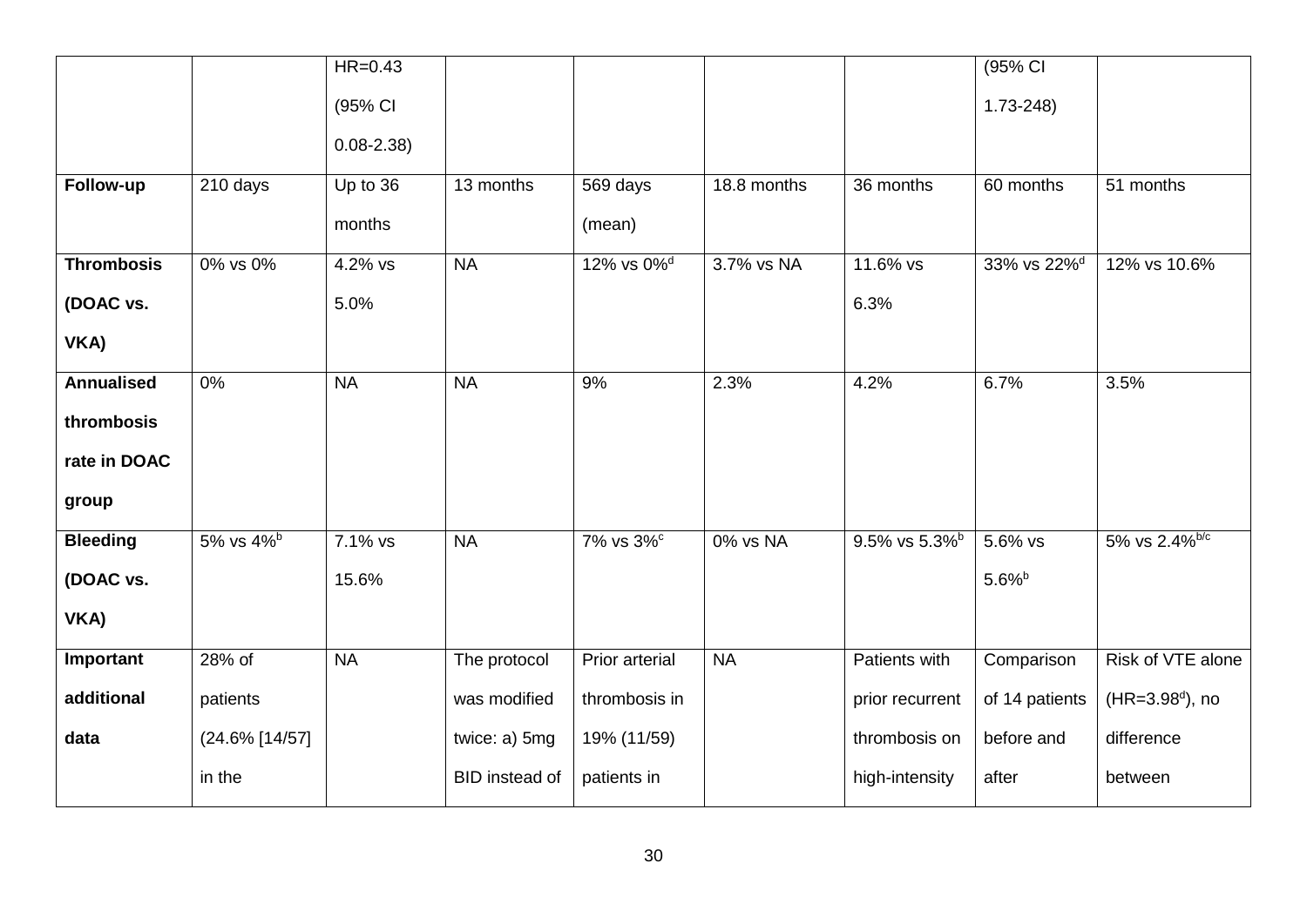| | | | | | | | | |
|---|---|---|---|---|---|---|---|---|
| | | HR=0.43 (95% CI 0.08-2.38) | | | | | (95% CI 1.73-248) | |
| **Follow-up** | 210 days | Up to 36 months | 13 months | 569 days (mean) | 18.8 months | 36 months | 60 months | 51 months |
| **Thrombosis (DOAC vs. VKA)** | 0% vs 0% | 4.2% vs 5.0% | NA | 12% vs 0%[d] | 3.7% vs NA | 11.6% vs 6.3% | 33% vs 22%[d] | 12% vs 10.6% |
| **Annualised thrombosis rate in DOAC group** | 0% | NA | NA | 9% | 2.3% | 4.2% | 6.7% | 3.5% |
| **Bleeding (DOAC vs. VKA)** | 5% vs 4%[b] | 7.1% vs 15.6% | NA | 7% vs 3%[c] | 0% vs NA | 9.5% vs 5.3%[b] | 5.6% vs 5.6%[b] | 5% vs 2.4%[b/c] |
| **Important additional data** | 28% of patients (24.6% [14/57] in the | NA | The protocol was modified twice: a) 5mg BID instead of | Prior arterial thrombosis in 19% (11/59) patients in | NA | Patients with prior recurrent thrombosis on high-intensity | Comparison of 14 patients before and after | Risk of VTE alone (HR=3.98[d]), no difference between |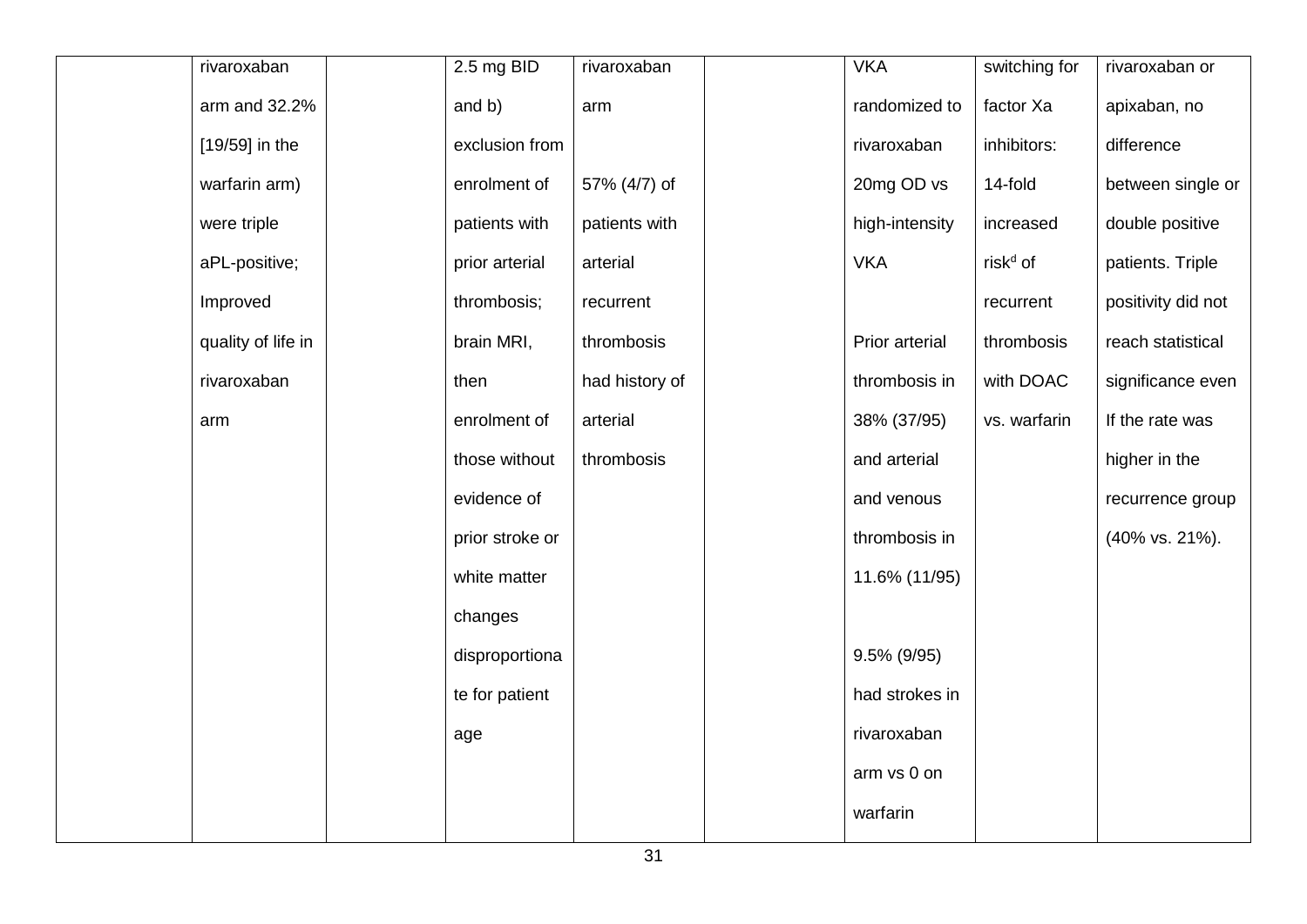| | | | | | | | | |
|---|---|---|---|---|---|---|---|---|
| | rivaroxaban arm and 32.2% [19/59] in the warfarin arm) were triple aPL-positive; Improved quality of life in rivaroxaban arm | | 2.5 mg BID and b) exclusion from enrolment of patients with prior arterial thrombosis; brain MRI, then enrolment of those without evidence of prior stroke or white matter changes disproportionate for patient age | rivaroxaban arm<br><br>57% (4/7) of patients with arterial recurrent thrombosis had history of arterial thrombosis | | VKA randomized to rivaroxaban 20mg OD vs high-intensity VKA<br><br>Prior arterial thrombosis in 38% (37/95) and arterial and venous thrombosis in 11.6% (11/95)<br><br>9.5% (9/95) had strokes in rivaroxaban arm vs 0 on warfarin | switching for factor Xa inhibitors: 14-fold increased risk[d] of recurrent thrombosis with DOAC vs. warfarin | rivaroxaban or apixaban, no difference between single or double positive patients. Triple positivity did not reach statistical significance even If the rate was higher in the recurrence group (40% vs. 21%). |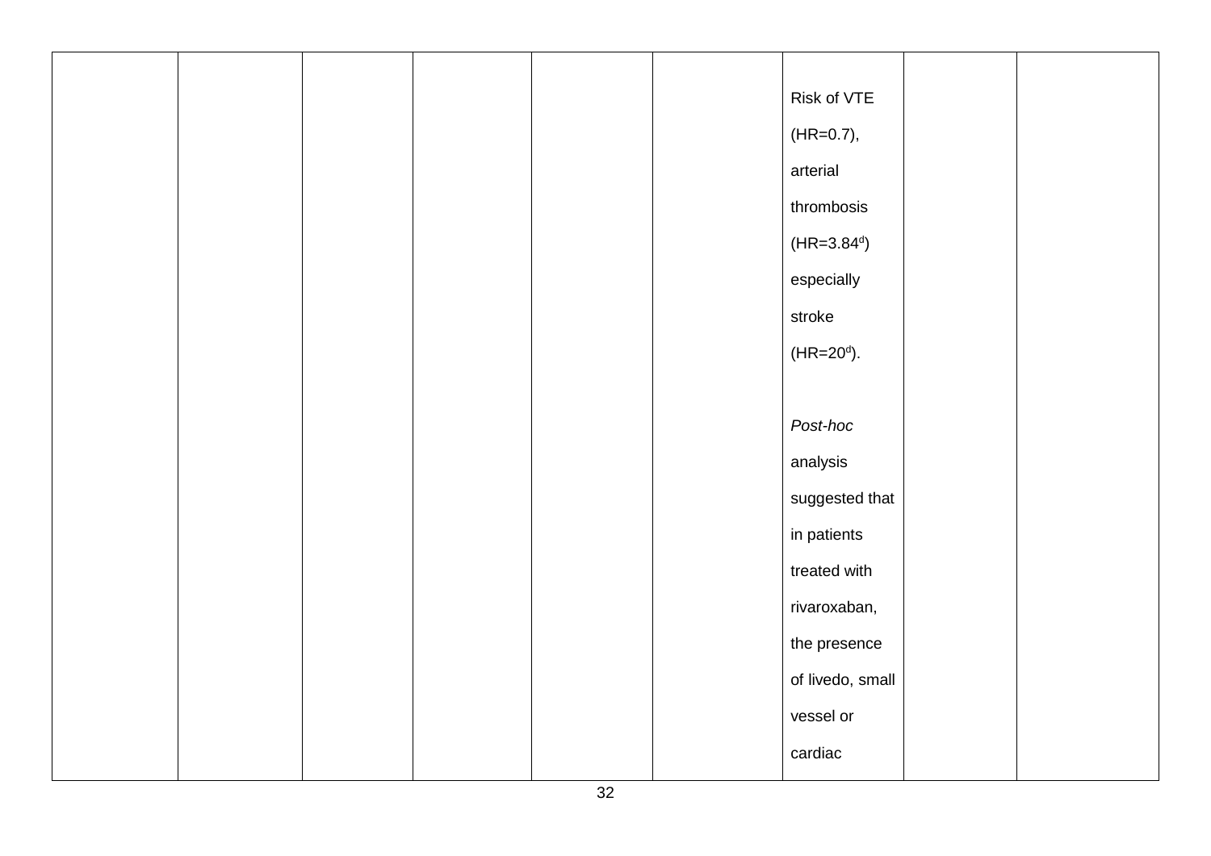|  |  |  |  |  |  |  |  |  |
|---|---|---|---|---|---|---|---|---|
|  |  |  |  |  |  | Risk of VTE (HR=0.7), arterial thrombosis (HR=3.84[d]) especially stroke (HR=20[d]).<br><br>*Post-hoc* analysis suggested that in patients treated with rivaroxaban, the presence of livedo, small vessel or cardiac |  |  |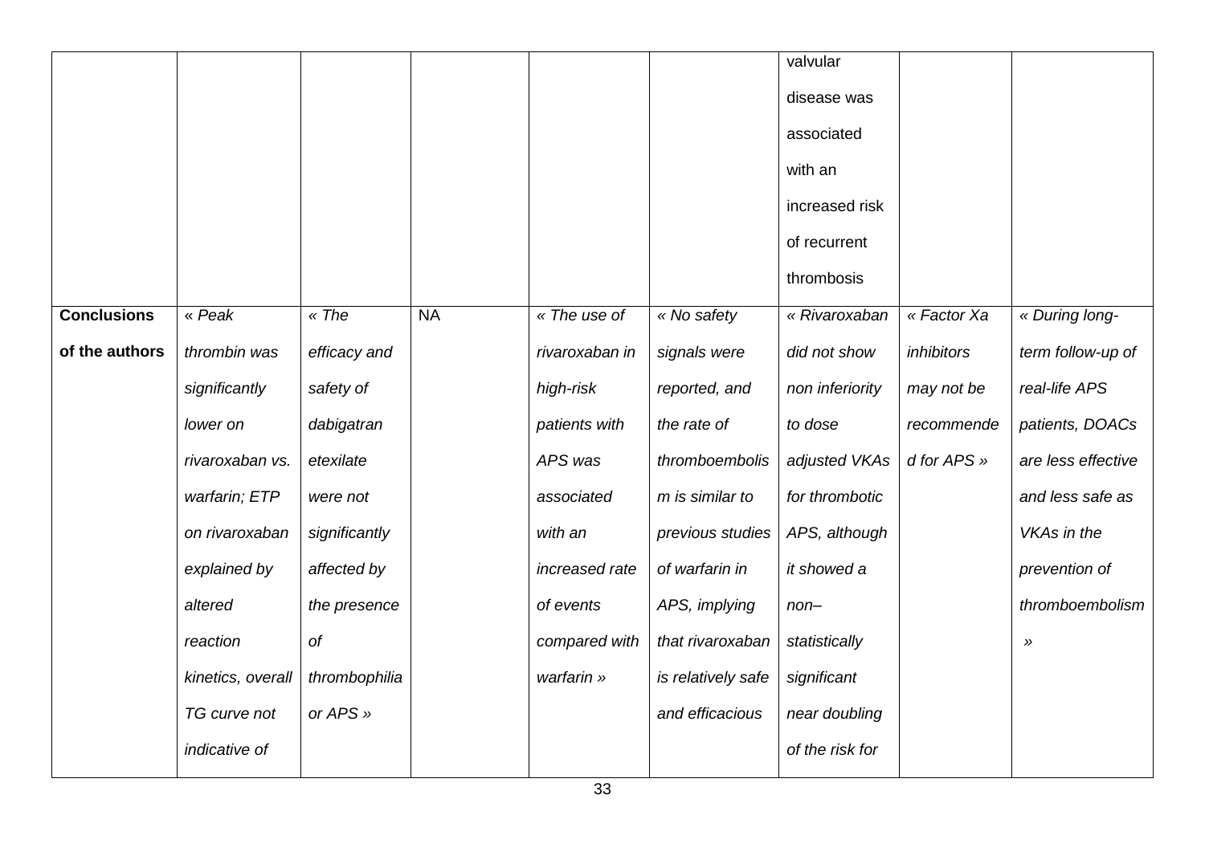| | | | | | | | | |
|---|---|---|---|---|---|---|---|---|
| | | | | | | valvular disease was associated with an increased risk of recurrent thrombosis | | |
| **Conclusions of the authors** | « *Peak thrombin was significantly lower on rivaroxaban vs. warfarin; ETP on rivaroxaban explained by altered reaction kinetics, overall TG curve not indicative of* | « *The efficacy and safety of dabigatran etexilate were not significantly affected by the presence of thrombophilia or APS* » | NA | « *The use of rivaroxaban in high-risk patients with APS was associated with an increased rate of events compared with warfarin* » | « *No safety signals were reported, and the rate of thromboembolism is similar to previous studies of warfarin in APS, implying that rivaroxaban is relatively safe and efficacious* | « *Rivaroxaban did not show non inferiority to dose adjusted VKAs for thrombotic APS, although it showed a non–statistically significant near doubling of the risk for* | « *Factor Xa inhibitors may not be recommended for APS* » | « *During long-term follow-up of real-life APS patients, DOACs are less effective and less safe as VKAs in the prevention of thromboembolism* » |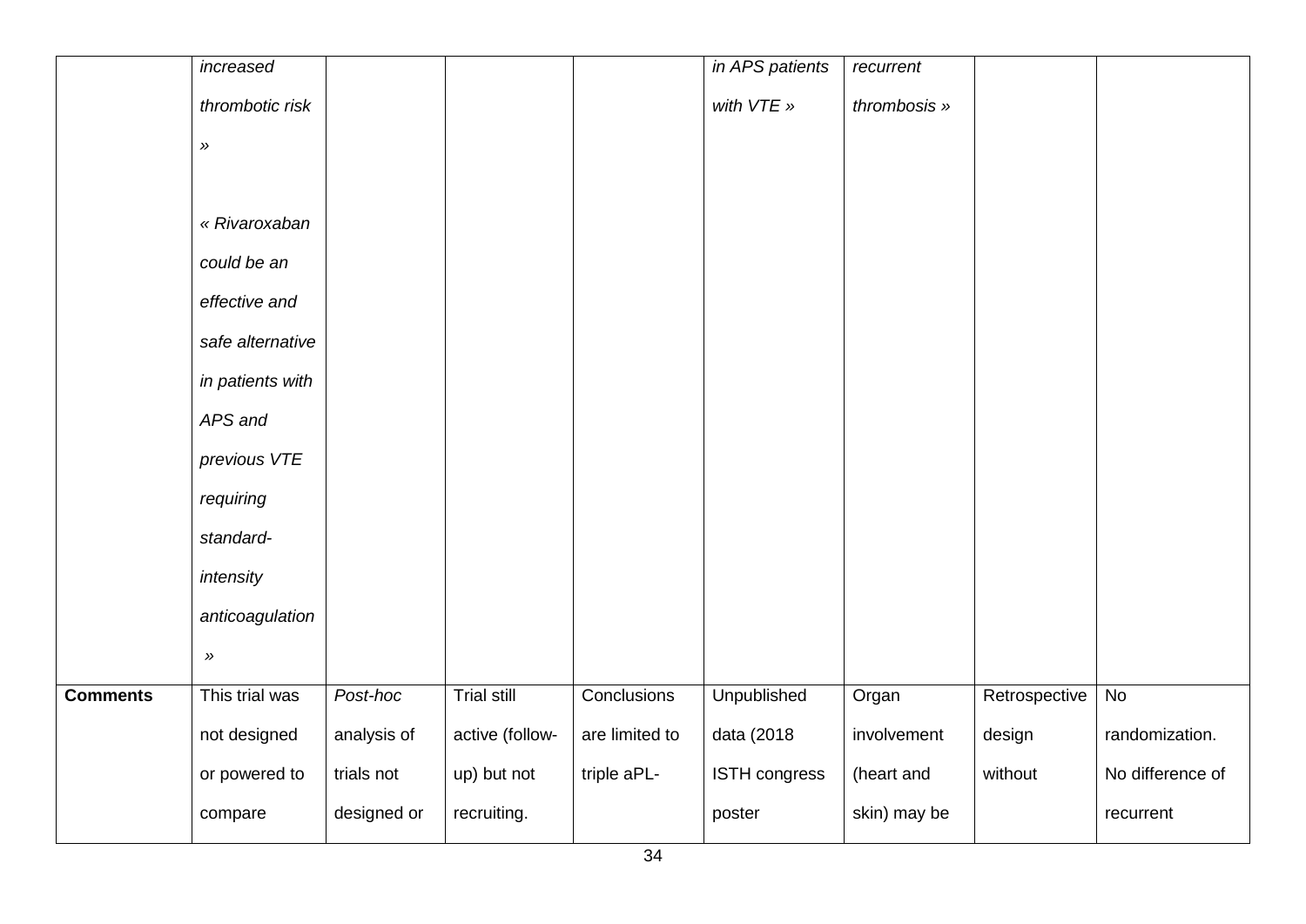| | | | | | | | | |
|---|---|---|---|---|---|---|---|---|
| | *increased thrombotic risk »*<br><br>*« Rivaroxaban could be an effective and safe alternative in patients with APS and previous VTE requiring standard-intensity anticoagulation »* | | | | *in APS patients with VTE »* | *recurrent thrombosis »* | | |
| **Comments** | This trial was not designed or powered to compare | *Post-hoc* analysis of trials not designed or | Trial still active (follow-up) but not recruiting. | Conclusions are limited to triple aPL- | Unpublished data (2018 ISTH congress poster | Organ involvement (heart and skin) may be | Retrospective design without | No randomization. No difference of recurrent |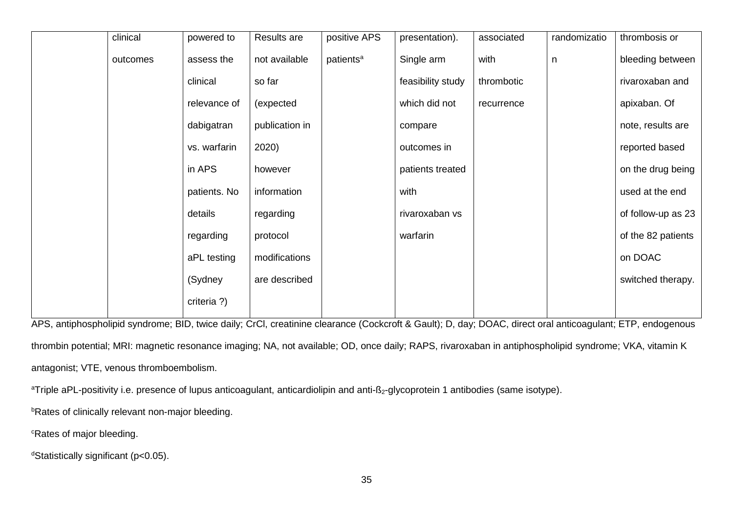| | | | | | | | | |
|---|---|---|---|---|---|---|---|---|
| | clinical outcomes | powered to assess the clinical relevance of dabigatran vs. warfarin in APS patients. No details regarding aPL testing (Sydney criteria ?) | Results are not available so far (expected publication in 2020) however information regarding protocol modifications are described | positive APS patients[a] | presentation). Single arm feasibility study which did not compare outcomes in patients treated with rivaroxaban vs warfarin | associated with thrombotic recurrence | randomization | thrombosis or bleeding between rivaroxaban and apixaban. Of note, results are reported based on the drug being used at the end of follow-up as 23 of the 82 patients on DOAC switched therapy. |

APS, antiphospholipid syndrome; BID, twice daily; CrCl, creatinine clearance (Cockcroft & Gault); D, day; DOAC, direct oral anticoagulant; ETP, endogenous thrombin potential; MRI: magnetic resonance imaging; NA, not available; OD, once daily; RAPS, rivaroxaban in antiphospholipid syndrome; VKA, vitamin K antagonist; VTE, venous thromboembolism.

[a]Triple aPL-positivity i.e. presence of lupus anticoagulant, anticardiolipin and anti-$\beta_2$-glycoprotein 1 antibodies (same isotype).

[b]Rates of clinically relevant non-major bleeding.

[c]Rates of major bleeding.

[d]Statistically significant ($p<0.05$).